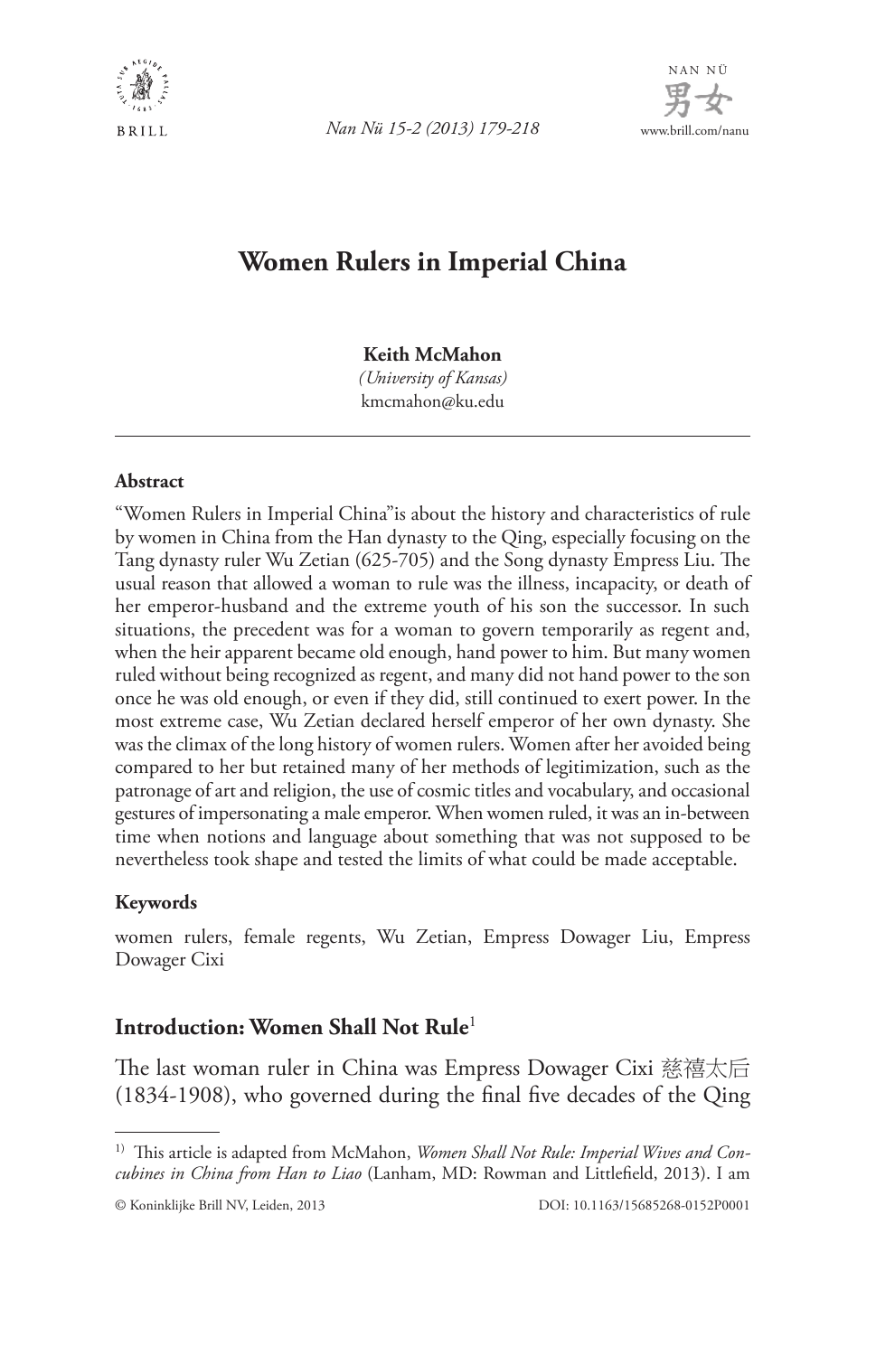# Women Rulers in Imperial China

**Keith McMahon**
*(University of Kansas)*
kmcmahon@ku.edu

---

**Abstract**

"Women Rulers in Imperial China"is about the history and characteristics of rule by women in China from the Han dynasty to the Qing, especially focusing on the Tang dynasty ruler Wu Zetian (625-705) and the Song dynasty Empress Liu. The usual reason that allowed a woman to rule was the illness, incapacity, or death of her emperor-husband and the extreme youth of his son the successor. In such situations, the precedent was for a woman to govern temporarily as regent and, when the heir apparent became old enough, hand power to him. But many women ruled without being recognized as regent, and many did not hand power to the son once he was old enough, or even if they did, still continued to exert power. In the most extreme case, Wu Zetian declared herself emperor of her own dynasty. She was the climax of the long history of women rulers. Women after her avoided being compared to her but retained many of her methods of legitimization, such as the patronage of art and religion, the use of cosmic titles and vocabulary, and occasional gestures of impersonating a male emperor. When women ruled, it was an in-between time when notions and language about something that was not supposed to be nevertheless took shape and tested the limits of what could be made acceptable.

**Keywords**

women rulers, female regents, Wu Zetian, Empress Dowager Liu, Empress Dowager Cixi

## Introduction: Women Shall Not Rule[1]

The last woman ruler in China was Empress Dowager Cixi 慈禧太后 (1834-1908), who governed during the final five decades of the Qing

---

[1] This article is adapted from McMahon, *Women Shall Not Rule: Imperial Wives and Concubines in China from Han to Liao* (Lanham, MD: Rowman and Littlefield, 2013). I am

© Koninklijke Brill NV, Leiden, 2013 DOI: 10.1163/15685268-0152P0001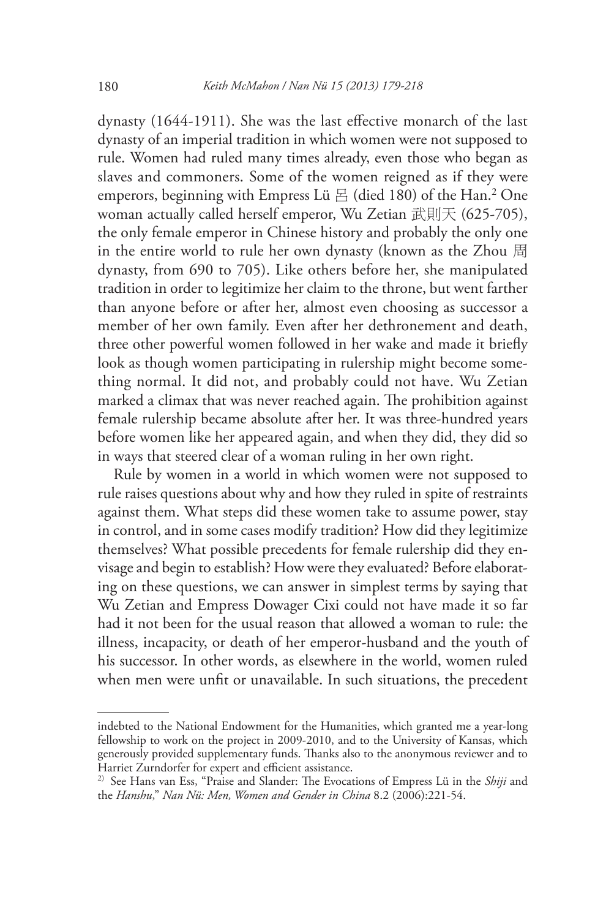dynasty (1644-1911). She was the last effective monarch of the last dynasty of an imperial tradition in which women were not supposed to rule. Women had ruled many times already, even those who began as slaves and commoners. Some of the women reigned as if they were emperors, beginning with Empress Lü 呂 (died 180) of the Han.[2] One woman actually called herself emperor, Wu Zetian 武則天 (625-705), the only female emperor in Chinese history and probably the only one in the entire world to rule her own dynasty (known as the Zhou 周 dynasty, from 690 to 705). Like others before her, she manipulated tradition in order to legitimize her claim to the throne, but went farther than anyone before or after her, almost even choosing as successor a member of her own family. Even after her dethronement and death, three other powerful women followed in her wake and made it briefly look as though women participating in rulership might become something normal. It did not, and probably could not have. Wu Zetian marked a climax that was never reached again. The prohibition against female rulership became absolute after her. It was three-hundred years before women like her appeared again, and when they did, they did so in ways that steered clear of a woman ruling in her own right.

Rule by women in a world in which women were not supposed to rule raises questions about why and how they ruled in spite of restraints against them. What steps did these women take to assume power, stay in control, and in some cases modify tradition? How did they legitimize themselves? What possible precedents for female rulership did they envisage and begin to establish? How were they evaluated? Before elaborating on these questions, we can answer in simplest terms by saying that Wu Zetian and Empress Dowager Cixi could not have made it so far had it not been for the usual reason that allowed a woman to rule: the illness, incapacity, or death of her emperor-husband and the youth of his successor. In other words, as elsewhere in the world, women ruled when men were unfit or unavailable. In such situations, the precedent

---

indebted to the National Endowment for the Humanities, which granted me a year-long fellowship to work on the project in 2009-2010, and to the University of Kansas, which generously provided supplementary funds. Thanks also to the anonymous reviewer and to Harriet Zurndorfer for expert and efficient assistance.

2) See Hans van Ess, "Praise and Slander: The Evocations of Empress Lü in the *Shiji* and the *Hanshu*," *Nan Nü: Men, Women and Gender in China* 8.2 (2006):221-54.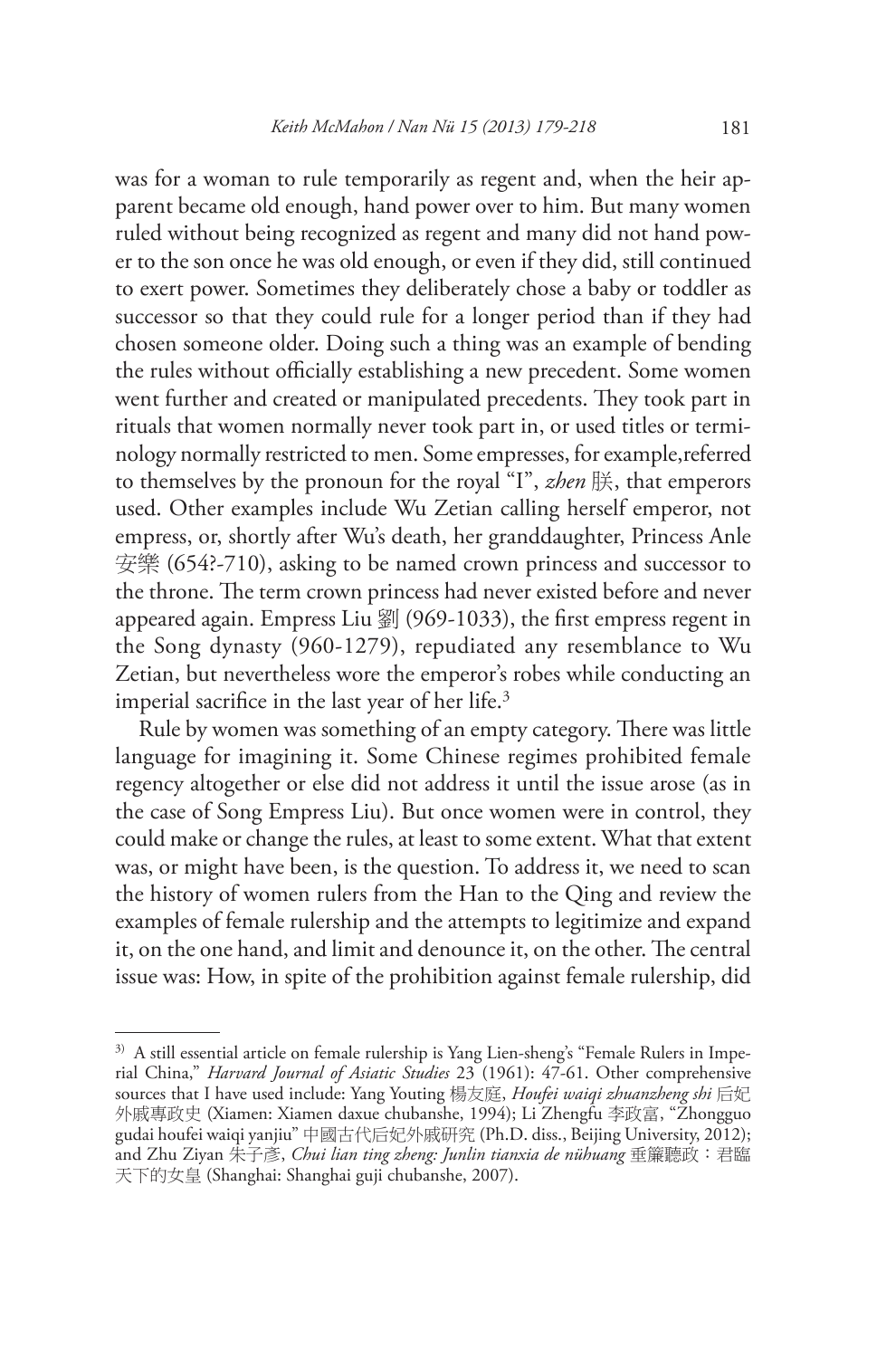was for a woman to rule temporarily as regent and, when the heir apparent became old enough, hand power over to him. But many women ruled without being recognized as regent and many did not hand power to the son once he was old enough, or even if they did, still continued to exert power. Sometimes they deliberately chose a baby or toddler as successor so that they could rule for a longer period than if they had chosen someone older. Doing such a thing was an example of bending the rules without officially establishing a new precedent. Some women went further and created or manipulated precedents. They took part in rituals that women normally never took part in, or used titles or terminology normally restricted to men. Some empresses, for example,referred to themselves by the pronoun for the royal "I", *zhen* 朕, that emperors used. Other examples include Wu Zetian calling herself emperor, not empress, or, shortly after Wu's death, her granddaughter, Princess Anle 安樂 (654?-710), asking to be named crown princess and successor to the throne. The term crown princess had never existed before and never appeared again. Empress Liu 劉 (969-1033), the first empress regent in the Song dynasty (960-1279), repudiated any resemblance to Wu Zetian, but nevertheless wore the emperor's robes while conducting an imperial sacrifice in the last year of her life.[3]

Rule by women was something of an empty category. There was little language for imagining it. Some Chinese regimes prohibited female regency altogether or else did not address it until the issue arose (as in the case of Song Empress Liu). But once women were in control, they could make or change the rules, at least to some extent. What that extent was, or might have been, is the question. To address it, we need to scan the history of women rulers from the Han to the Qing and review the examples of female rulership and the attempts to legitimize and expand it, on the one hand, and limit and denounce it, on the other. The central issue was: How, in spite of the prohibition against female rulership, did

---

[3] A still essential article on female rulership is Yang Lien-sheng's "Female Rulers in Imperial China," *Harvard Journal of Asiatic Studies* 23 (1961): 47-61. Other comprehensive sources that I have used include: Yang Youting 楊友庭, *Houfei waiqi zhuanzheng shi* 后妃外戚專政史 (Xiamen: Xiamen daxue chubanshe, 1994); Li Zhengfu 李政富, "Zhongguo gudai houfei waiqi yanjiu" 中國古代后妃外戚研究 (Ph.D. diss., Beijing University, 2012); and Zhu Ziyan 朱子彥, *Chui lian ting zheng: Junlin tianxia de nühuang* 垂簾聽政：君臨天下的女皇 (Shanghai: Shanghai guji chubanshe, 2007).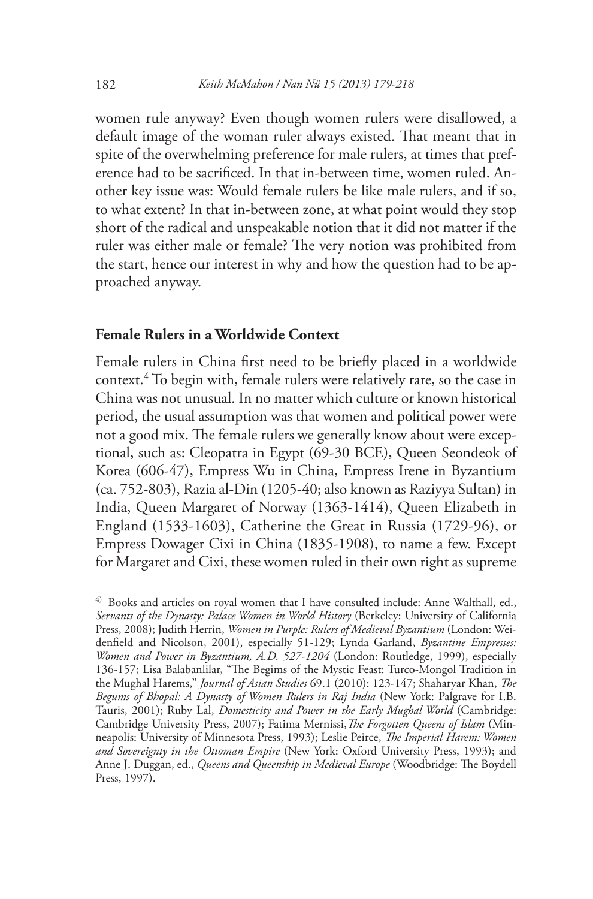women rule anyway? Even though women rulers were disallowed, a default image of the woman ruler always existed. That meant that in spite of the overwhelming preference for male rulers, at times that preference had to be sacrificed. In that in-between time, women ruled. Another key issue was: Would female rulers be like male rulers, and if so, to what extent? In that in-between zone, at what point would they stop short of the radical and unspeakable notion that it did not matter if the ruler was either male or female? The very notion was prohibited from the start, hence our interest in why and how the question had to be approached anyway.

## Female Rulers in a Worldwide Context

Female rulers in China first need to be briefly placed in a worldwide context.[4] To begin with, female rulers were relatively rare, so the case in China was not unusual. In no matter which culture or known historical period, the usual assumption was that women and political power were not a good mix. The female rulers we generally know about were exceptional, such as: Cleopatra in Egypt (69-30 BCE), Queen Seondeok of Korea (606-47), Empress Wu in China, Empress Irene in Byzantium (ca. 752-803), Razia al-Din (1205-40; also known as Raziyya Sultan) in India, Queen Margaret of Norway (1363-1414), Queen Elizabeth in England (1533-1603), Catherine the Great in Russia (1729-96), or Empress Dowager Cixi in China (1835-1908), to name a few. Except for Margaret and Cixi, these women ruled in their own right as supreme

---

4) Books and articles on royal women that I have consulted include: Anne Walthall, ed., *Servants of the Dynasty: Palace Women in World History* (Berkeley: University of California Press, 2008); Judith Herrin, *Women in Purple: Rulers of Medieval Byzantium* (London: Weidenfield and Nicolson, 2001), especially 51-129; Lynda Garland, *Byzantine Empresses: Women and Power in Byzantium, A.D. 527-1204* (London: Routledge, 1999), especially 136-157; Lisa Balabanlilar, "The Begims of the Mystic Feast: Turco-Mongol Tradition in the Mughal Harems," *Journal of Asian Studies* 69.1 (2010): 123-147; Shaharyar Khan, *The Begums of Bhopal: A Dynasty of Women Rulers in Raj India* (New York: Palgrave for I.B. Tauris, 2001); Ruby Lal, *Domesticity and Power in the Early Mughal World* (Cambridge: Cambridge University Press, 2007); Fatima Mernissi, *The Forgotten Queens of Islam* (Minneapolis: University of Minnesota Press, 1993); Leslie Peirce, *The Imperial Harem: Women and Sovereignty in the Ottoman Empire* (New York: Oxford University Press, 1993); and Anne J. Duggan, ed., *Queens and Queenship in Medieval Europe* (Woodbridge: The Boydell Press, 1997).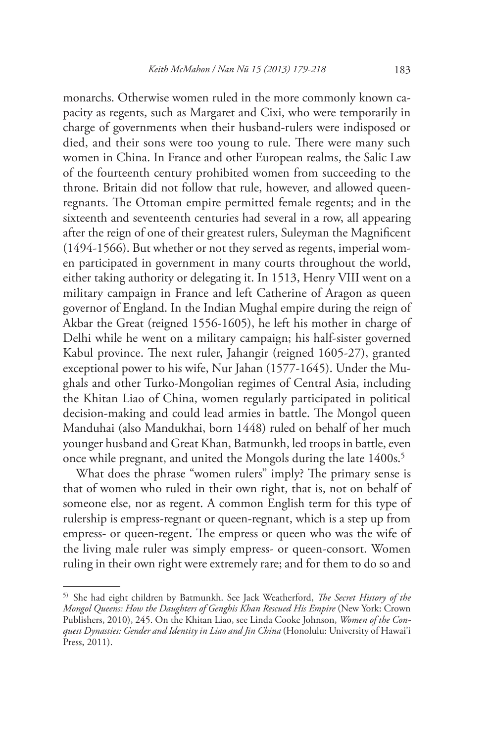monarchs. Otherwise women ruled in the more commonly known capacity as regents, such as Margaret and Cixi, who were temporarily in charge of governments when their husband-rulers were indisposed or died, and their sons were too young to rule. There were many such women in China. In France and other European realms, the Salic Law of the fourteenth century prohibited women from succeeding to the throne. Britain did not follow that rule, however, and allowed queen-regnants. The Ottoman empire permitted female regents; and in the sixteenth and seventeenth centuries had several in a row, all appearing after the reign of one of their greatest rulers, Suleyman the Magnificent (1494-1566). But whether or not they served as regents, imperial women participated in government in many courts throughout the world, either taking authority or delegating it. In 1513, Henry VIII went on a military campaign in France and left Catherine of Aragon as queen governor of England. In the Indian Mughal empire during the reign of Akbar the Great (reigned 1556-1605), he left his mother in charge of Delhi while he went on a military campaign; his half-sister governed Kabul province. The next ruler, Jahangir (reigned 1605-27), granted exceptional power to his wife, Nur Jahan (1577-1645). Under the Mughals and other Turko-Mongolian regimes of Central Asia, including the Khitan Liao of China, women regularly participated in political decision-making and could lead armies in battle. The Mongol queen Manduhai (also Mandukhai, born 1448) ruled on behalf of her much younger husband and Great Khan, Batmunkh, led troops in battle, even once while pregnant, and united the Mongols during the late 1400s.[5]

What does the phrase "women rulers" imply? The primary sense is that of women who ruled in their own right, that is, not on behalf of someone else, nor as regent. A common English term for this type of rulership is empress-regnant or queen-regnant, which is a step up from empress- or queen-regent. The empress or queen who was the wife of the living male ruler was simply empress- or queen-consort. Women ruling in their own right were extremely rare; and for them to do so and

[5] She had eight children by Batmunkh. See Jack Weatherford, *The Secret History of the Mongol Queens: How the Daughters of Genghis Khan Rescued His Empire* (New York: Crown Publishers, 2010), 245. On the Khitan Liao, see Linda Cooke Johnson, *Women of the Conquest Dynasties: Gender and Identity in Liao and Jin China* (Honolulu: University of Hawai'i Press, 2011).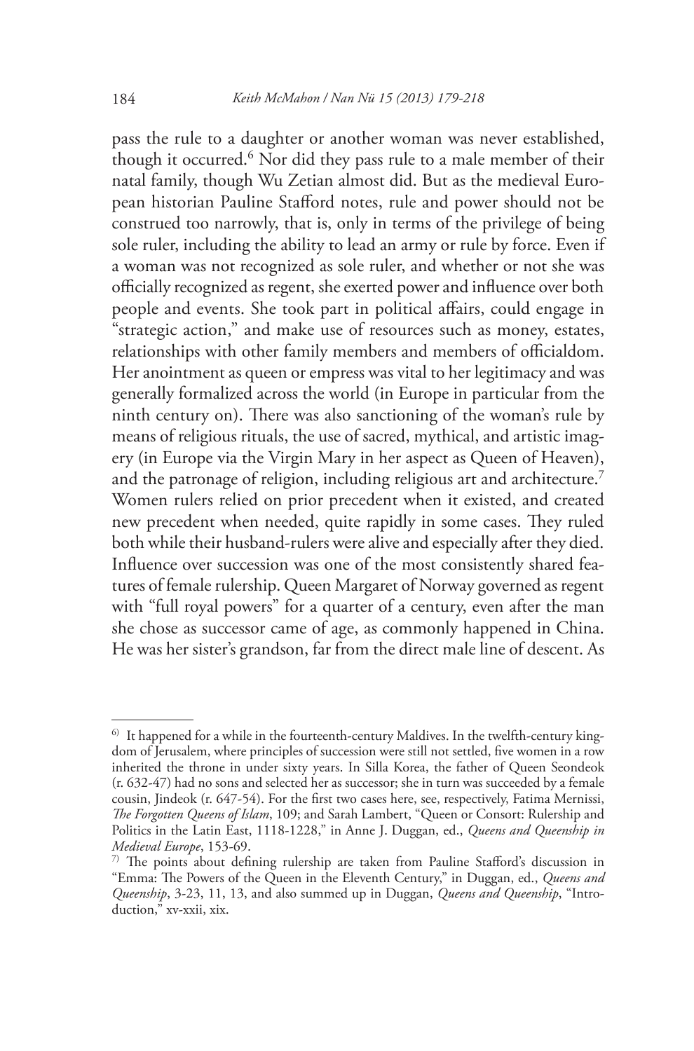pass the rule to a daughter or another woman was never established, though it occurred.[6] Nor did they pass rule to a male member of their natal family, though Wu Zetian almost did. But as the medieval European historian Pauline Stafford notes, rule and power should not be construed too narrowly, that is, only in terms of the privilege of being sole ruler, including the ability to lead an army or rule by force. Even if a woman was not recognized as sole ruler, and whether or not she was officially recognized as regent, she exerted power and influence over both people and events. She took part in political affairs, could engage in "strategic action," and make use of resources such as money, estates, relationships with other family members and members of officialdom. Her anointment as queen or empress was vital to her legitimacy and was generally formalized across the world (in Europe in particular from the ninth century on). There was also sanctioning of the woman's rule by means of religious rituals, the use of sacred, mythical, and artistic imagery (in Europe via the Virgin Mary in her aspect as Queen of Heaven), and the patronage of religion, including religious art and architecture.[7] Women rulers relied on prior precedent when it existed, and created new precedent when needed, quite rapidly in some cases. They ruled both while their husband-rulers were alive and especially after they died. Influence over succession was one of the most consistently shared features of female rulership. Queen Margaret of Norway governed as regent with "full royal powers" for a quarter of a century, even after the man she chose as successor came of age, as commonly happened in China. He was her sister's grandson, far from the direct male line of descent. As

---

6) It happened for a while in the fourteenth-century Maldives. In the twelfth-century kingdom of Jerusalem, where principles of succession were still not settled, five women in a row inherited the throne in under sixty years. In Silla Korea, the father of Queen Seondeok (r. 632-47) had no sons and selected her as successor; she in turn was succeeded by a female cousin, Jindeok (r. 647-54). For the first two cases here, see, respectively, Fatima Mernissi, *The Forgotten Queens of Islam*, 109; and Sarah Lambert, "Queen or Consort: Rulership and Politics in the Latin East, 1118-1228," in Anne J. Duggan, ed., *Queens and Queenship in Medieval Europe*, 153-69.

7) The points about defining rulership are taken from Pauline Stafford's discussion in "Emma: The Powers of the Queen in the Eleventh Century," in Duggan, ed., *Queens and Queenship*, 3-23, 11, 13, and also summed up in Duggan, *Queens and Queenship*, "Introduction," xv-xxii, xix.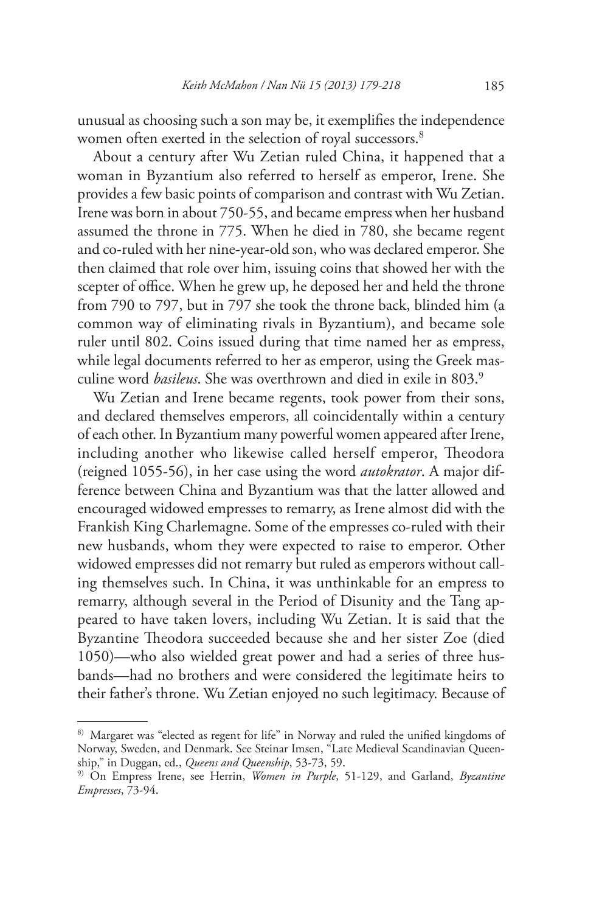unusual as choosing such a son may be, it exemplifies the independence women often exerted in the selection of royal successors.[8]

About a century after Wu Zetian ruled China, it happened that a woman in Byzantium also referred to herself as emperor, Irene. She provides a few basic points of comparison and contrast with Wu Zetian. Irene was born in about 750-55, and became empress when her husband assumed the throne in 775. When he died in 780, she became regent and co-ruled with her nine-year-old son, who was declared emperor. She then claimed that role over him, issuing coins that showed her with the scepter of office. When he grew up, he deposed her and held the throne from 790 to 797, but in 797 she took the throne back, blinded him (a common way of eliminating rivals in Byzantium), and became sole ruler until 802. Coins issued during that time named her as empress, while legal documents referred to her as emperor, using the Greek masculine word *basileus*. She was overthrown and died in exile in 803.[9]

Wu Zetian and Irene became regents, took power from their sons, and declared themselves emperors, all coincidentally within a century of each other. In Byzantium many powerful women appeared after Irene, including another who likewise called herself emperor, Theodora (reigned 1055-56), in her case using the word *autokrator*. A major difference between China and Byzantium was that the latter allowed and encouraged widowed empresses to remarry, as Irene almost did with the Frankish King Charlemagne. Some of the empresses co-ruled with their new husbands, whom they were expected to raise to emperor. Other widowed empresses did not remarry but ruled as emperors without calling themselves such. In China, it was unthinkable for an empress to remarry, although several in the Period of Disunity and the Tang appeared to have taken lovers, including Wu Zetian. It is said that the Byzantine Theodora succeeded because she and her sister Zoe (died 1050)—who also wielded great power and had a series of three husbands—had no brothers and were considered the legitimate heirs to their father's throne. Wu Zetian enjoyed no such legitimacy. Because of

---

[8] Margaret was "elected as regent for life" in Norway and ruled the unified kingdoms of Norway, Sweden, and Denmark. See Steinar Imsen, "Late Medieval Scandinavian Queenship," in Duggan, ed., *Queens and Queenship*, 53-73, 59.

[9] On Empress Irene, see Herrin, *Women in Purple*, 51-129, and Garland, *Byzantine Empresses*, 73-94.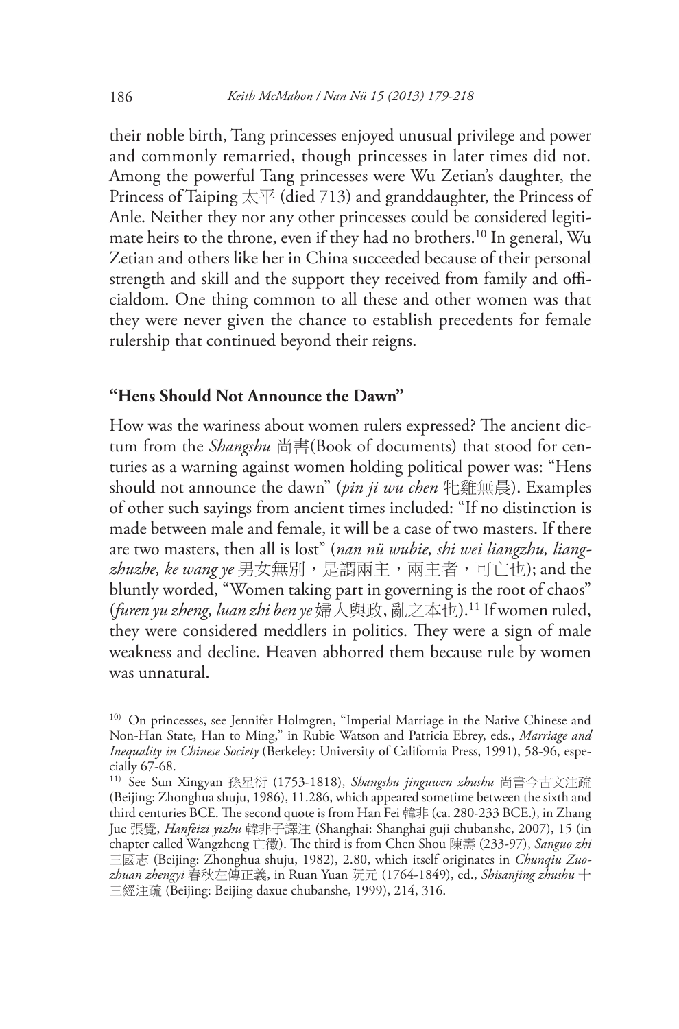their noble birth, Tang princesses enjoyed unusual privilege and power and commonly remarried, though princesses in later times did not. Among the powerful Tang princesses were Wu Zetian's daughter, the Princess of Taiping 太平 (died 713) and granddaughter, the Princess of Anle. Neither they nor any other princesses could be considered legitimate heirs to the throne, even if they had no brothers.[10] In general, Wu Zetian and others like her in China succeeded because of their personal strength and skill and the support they received from family and officialdom. One thing common to all these and other women was that they were never given the chance to establish precedents for female rulership that continued beyond their reigns.

## "Hens Should Not Announce the Dawn"

How was the wariness about women rulers expressed? The ancient dictum from the *Shangshu* 尚書(Book of documents) that stood for centuries as a warning against women holding political power was: "Hens should not announce the dawn" (*pin ji wu chen* 牝雞無晨). Examples of other such sayings from ancient times included: "If no distinction is made between male and female, it will be a case of two masters. If there are two masters, then all is lost" (*nan nü wubie, shi wei liangzhu, liangzhuzhe, ke wang ye* 男女無別，是謂兩主，兩主者，可亡也); and the bluntly worded, "Women taking part in governing is the root of chaos" (*furen yu zheng, luan zhi ben ye* 婦人與政, 亂之本也).[11] If women ruled, they were considered meddlers in politics. They were a sign of male weakness and decline. Heaven abhorred them because rule by women was unnatural.

---

[10] On princesses, see Jennifer Holmgren, "Imperial Marriage in the Native Chinese and Non-Han State, Han to Ming," in Rubie Watson and Patricia Ebrey, eds., *Marriage and Inequality in Chinese Society* (Berkeley: University of California Press, 1991), 58-96, especially 67-68.

[11] See Sun Xingyan 孫星衍 (1753-1818), *Shangshu jinguwen zhushu* 尚書今古文注疏 (Beijing: Zhonghua shuju, 1986), 11.286, which appeared sometime between the sixth and third centuries BCE. The second quote is from Han Fei 韓非 (ca. 280-233 BCE.), in Zhang Jue 張覺, *Hanfeizi yizhu* 韓非子譯注 (Shanghai: Shanghai guji chubanshe, 2007), 15 (in chapter called Wangzheng 亡徵). The third is from Chen Shou 陳壽 (233-97), *Sanguo zhi* 三國志 (Beijing: Zhonghua shuju, 1982), 2.80, which itself originates in *Chunqiu Zuozhuan zhengyi* 春秋左傳正義, in Ruan Yuan 阮元 (1764-1849), ed., *Shisanjing zhushu* 十三經注疏 (Beijing: Beijing daxue chubanshe, 1999), 214, 316.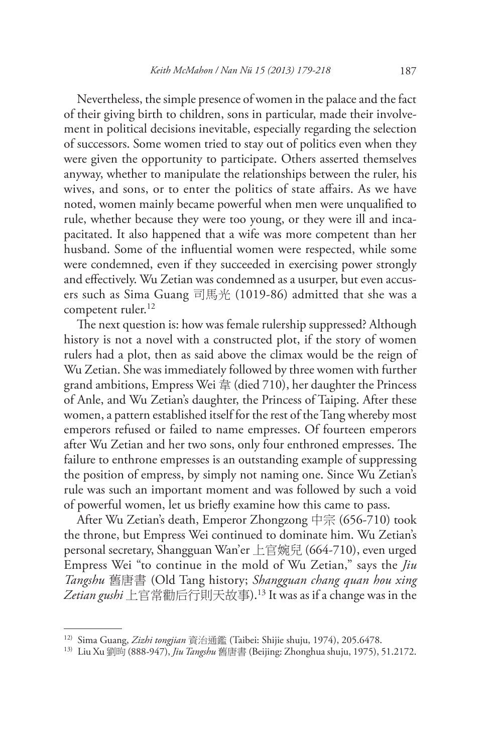Nevertheless, the simple presence of women in the palace and the fact of their giving birth to children, sons in particular, made their involvement in political decisions inevitable, especially regarding the selection of successors. Some women tried to stay out of politics even when they were given the opportunity to participate. Others asserted themselves anyway, whether to manipulate the relationships between the ruler, his wives, and sons, or to enter the politics of state affairs. As we have noted, women mainly became powerful when men were unqualified to rule, whether because they were too young, or they were ill and incapacitated. It also happened that a wife was more competent than her husband. Some of the influential women were respected, while some were condemned, even if they succeeded in exercising power strongly and effectively. Wu Zetian was condemned as a usurper, but even accusers such as Sima Guang 司馬光 (1019-86) admitted that she was a competent ruler.[12]

The next question is: how was female rulership suppressed? Although history is not a novel with a constructed plot, if the story of women rulers had a plot, then as said above the climax would be the reign of Wu Zetian. She was immediately followed by three women with further grand ambitions, Empress Wei 韋 (died 710), her daughter the Princess of Anle, and Wu Zetian's daughter, the Princess of Taiping. After these women, a pattern established itself for the rest of the Tang whereby most emperors refused or failed to name empresses. Of fourteen emperors after Wu Zetian and her two sons, only four enthroned empresses. The failure to enthrone empresses is an outstanding example of suppressing the position of empress, by simply not naming one. Since Wu Zetian's rule was such an important moment and was followed by such a void of powerful women, let us briefly examine how this came to pass.

After Wu Zetian's death, Emperor Zhongzong 中宗 (656-710) took the throne, but Empress Wei continued to dominate him. Wu Zetian's personal secretary, Shangguan Wan'er 上官婉兒 (664-710), even urged Empress Wei "to continue in the mold of Wu Zetian," says the *Jiu Tangshu* 舊唐書 (Old Tang history; *Shangguan chang quan hou xing Zetian gushi* 上官常勸后行則天故事).[13] It was as if a change was in the

---

[12] Sima Guang, *Zizhi tongjian* 資治通鑑 (Taibei: Shijie shuju, 1974), 205.6478.

[13] Liu Xu 劉昫 (888-947), *Jiu Tangshu* 舊唐書 (Beijing: Zhonghua shuju, 1975), 51.2172.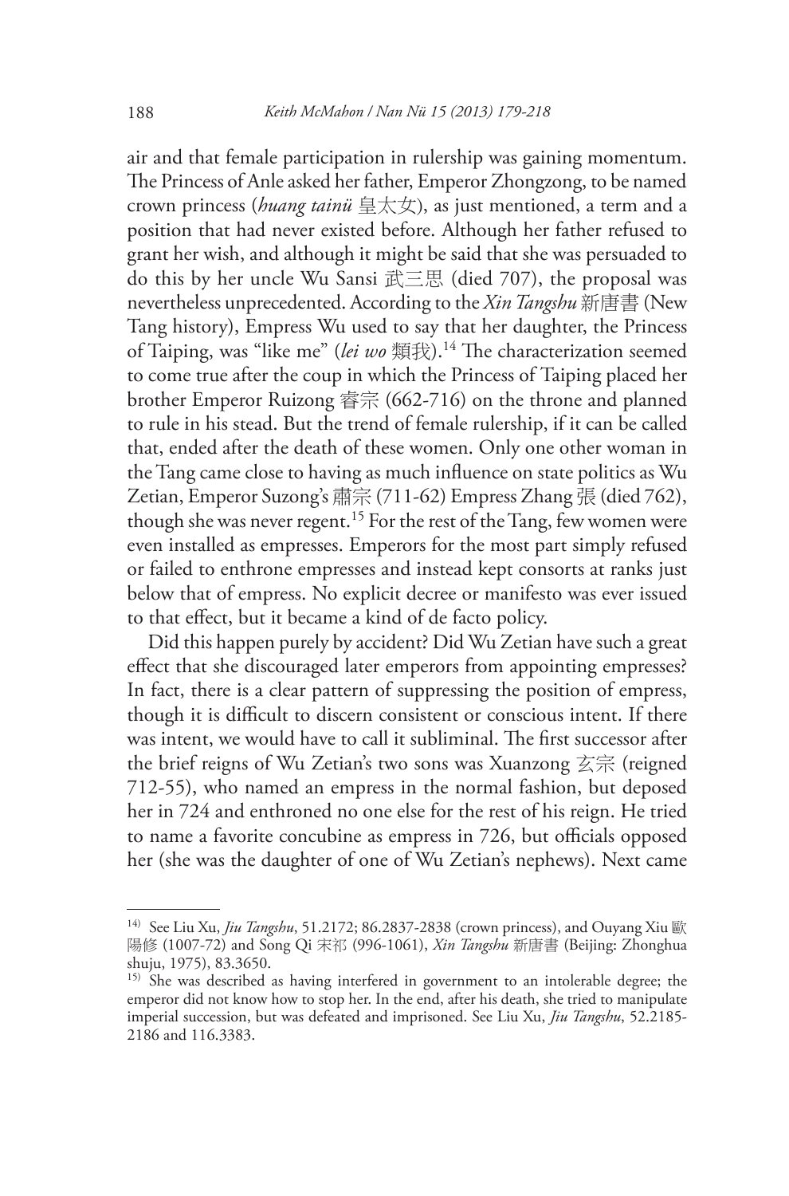air and that female participation in rulership was gaining momentum. The Princess of Anle asked her father, Emperor Zhongzong, to be named crown princess (*huang tainü* 皇太女), as just mentioned, a term and a position that had never existed before. Although her father refused to grant her wish, and although it might be said that she was persuaded to do this by her uncle Wu Sansi 武三思 (died 707), the proposal was nevertheless unprecedented. According to the *Xin Tangshu* 新唐書 (New Tang history), Empress Wu used to say that her daughter, the Princess of Taiping, was "like me" (*lei wo* 類我).[14] The characterization seemed to come true after the coup in which the Princess of Taiping placed her brother Emperor Ruizong 睿宗 (662-716) on the throne and planned to rule in his stead. But the trend of female rulership, if it can be called that, ended after the death of these women. Only one other woman in the Tang came close to having as much influence on state politics as Wu Zetian, Emperor Suzong's 肅宗 (711-62) Empress Zhang 張 (died 762), though she was never regent.[15] For the rest of the Tang, few women were even installed as empresses. Emperors for the most part simply refused or failed to enthrone empresses and instead kept consorts at ranks just below that of empress. No explicit decree or manifesto was ever issued to that effect, but it became a kind of de facto policy.

Did this happen purely by accident? Did Wu Zetian have such a great effect that she discouraged later emperors from appointing empresses? In fact, there is a clear pattern of suppressing the position of empress, though it is difficult to discern consistent or conscious intent. If there was intent, we would have to call it subliminal. The first successor after the brief reigns of Wu Zetian's two sons was Xuanzong 玄宗 (reigned 712-55), who named an empress in the normal fashion, but deposed her in 724 and enthroned no one else for the rest of his reign. He tried to name a favorite concubine as empress in 726, but officials opposed her (she was the daughter of one of Wu Zetian's nephews). Next came

---

[14] See Liu Xu, *Jiu Tangshu*, 51.2172; 86.2837-2838 (crown princess), and Ouyang Xiu 歐陽修 (1007-72) and Song Qi 宋祁 (996-1061), *Xin Tangshu* 新唐書 (Beijing: Zhonghua shuju, 1975), 83.3650.

[15] She was described as having interfered in government to an intolerable degree; the emperor did not know how to stop her. In the end, after his death, she tried to manipulate imperial succession, but was defeated and imprisoned. See Liu Xu, *Jiu Tangshu*, 52.2185-2186 and 116.3383.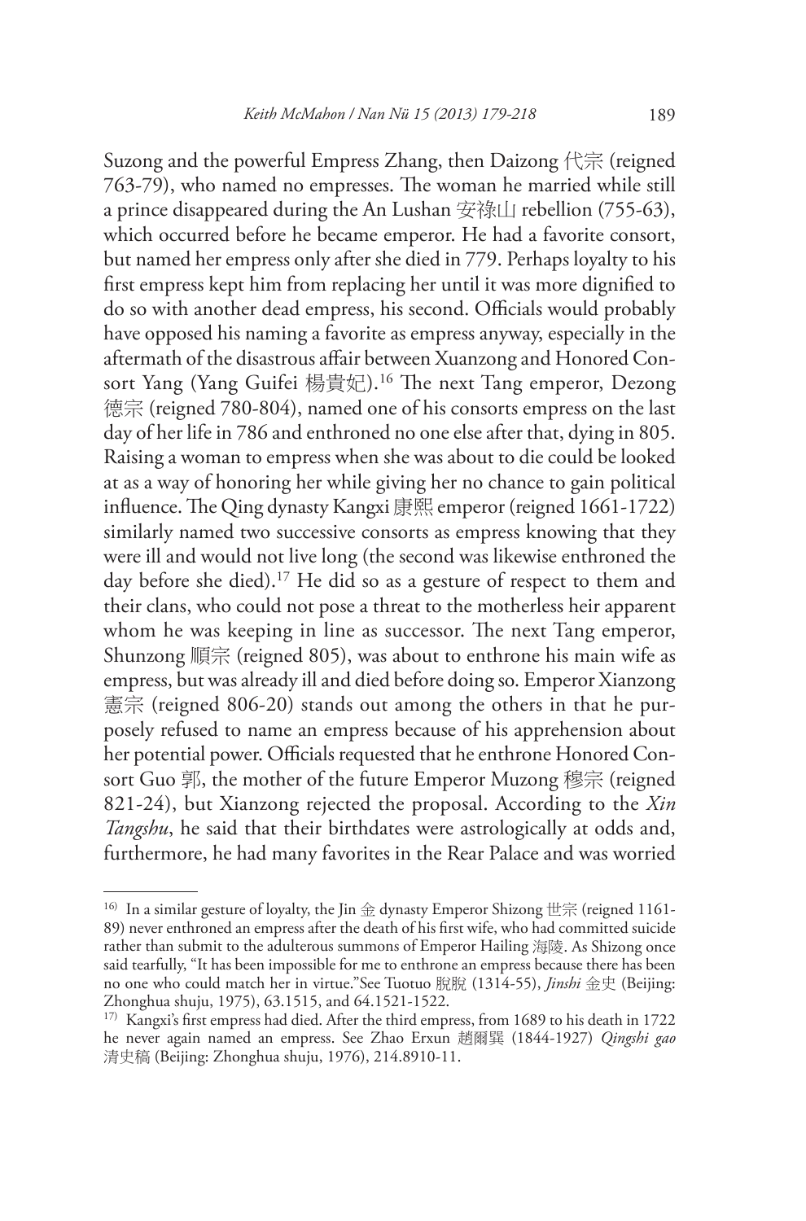Suzong and the powerful Empress Zhang, then Daizong 代宗 (reigned 763-79), who named no empresses. The woman he married while still a prince disappeared during the An Lushan 安祿山 rebellion (755-63), which occurred before he became emperor. He had a favorite consort, but named her empress only after she died in 779. Perhaps loyalty to his first empress kept him from replacing her until it was more dignified to do so with another dead empress, his second. Officials would probably have opposed his naming a favorite as empress anyway, especially in the aftermath of the disastrous affair between Xuanzong and Honored Consort Yang (Yang Guifei 楊貴妃).[16] The next Tang emperor, Dezong 德宗 (reigned 780-804), named one of his consorts empress on the last day of her life in 786 and enthroned no one else after that, dying in 805. Raising a woman to empress when she was about to die could be looked at as a way of honoring her while giving her no chance to gain political influence. The Qing dynasty Kangxi 康熙 emperor (reigned 1661-1722) similarly named two successive consorts as empress knowing that they were ill and would not live long (the second was likewise enthroned the day before she died).[17] He did so as a gesture of respect to them and their clans, who could not pose a threat to the motherless heir apparent whom he was keeping in line as successor. The next Tang emperor, Shunzong 順宗 (reigned 805), was about to enthrone his main wife as empress, but was already ill and died before doing so. Emperor Xianzong 憲宗 (reigned 806-20) stands out among the others in that he purposely refused to name an empress because of his apprehension about her potential power. Officials requested that he enthrone Honored Consort Guo 郭, the mother of the future Emperor Muzong 穆宗 (reigned 821-24), but Xianzong rejected the proposal. According to the *Xin Tangshu*, he said that their birthdates were astrologically at odds and, furthermore, he had many favorites in the Rear Palace and was worried

---

[16] In a similar gesture of loyalty, the Jin 金 dynasty Emperor Shizong 世宗 (reigned 1161-89) never enthroned an empress after the death of his first wife, who had committed suicide rather than submit to the adulterous summons of Emperor Hailing 海陵. As Shizong once said tearfully, "It has been impossible for me to enthrone an empress because there has been no one who could match her in virtue."See Tuotuo 脫脫 (1314-55), *Jinshi* 金史 (Beijing: Zhonghua shuju, 1975), 63.1515, and 64.1521-1522.

[17] Kangxi's first empress had died. After the third empress, from 1689 to his death in 1722 he never again named an empress. See Zhao Erxun 趙爾巽 (1844-1927) *Qingshi gao* 清史稿 (Beijing: Zhonghua shuju, 1976), 214.8910-11.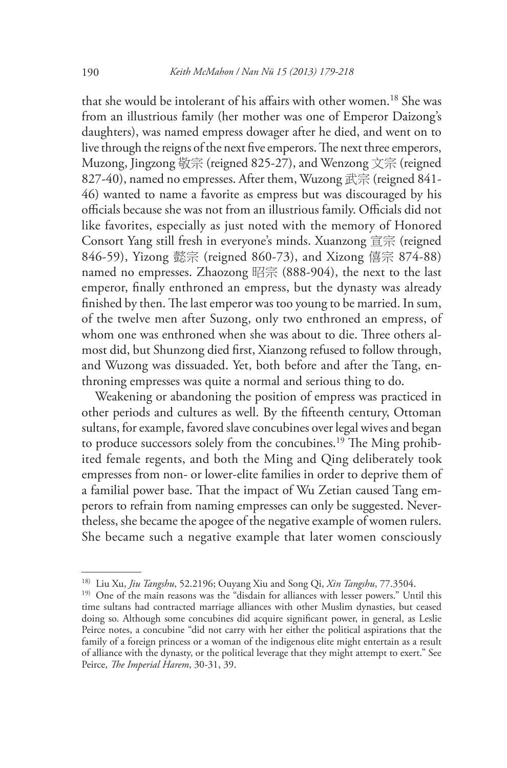that she would be intolerant of his affairs with other women.[18] She was from an illustrious family (her mother was one of Emperor Daizong's daughters), was named empress dowager after he died, and went on to live through the reigns of the next five emperors. The next three emperors, Muzong, Jingzong 敬宗 (reigned 825-27), and Wenzong 文宗 (reigned 827-40), named no empresses. After them, Wuzong 武宗 (reigned 841-46) wanted to name a favorite as empress but was discouraged by his officials because she was not from an illustrious family. Officials did not like favorites, especially as just noted with the memory of Honored Consort Yang still fresh in everyone's minds. Xuanzong 宣宗 (reigned 846-59), Yizong 懿宗 (reigned 860-73), and Xizong 僖宗 874-88) named no empresses. Zhaozong 昭宗 (888-904), the next to the last emperor, finally enthroned an empress, but the dynasty was already finished by then. The last emperor was too young to be married. In sum, of the twelve men after Suzong, only two enthroned an empress, of whom one was enthroned when she was about to die. Three others almost did, but Shunzong died first, Xianzong refused to follow through, and Wuzong was dissuaded. Yet, both before and after the Tang, enthroning empresses was quite a normal and serious thing to do.

Weakening or abandoning the position of empress was practiced in other periods and cultures as well. By the fifteenth century, Ottoman sultans, for example, favored slave concubines over legal wives and began to produce successors solely from the concubines.[19] The Ming prohibited female regents, and both the Ming and Qing deliberately took empresses from non- or lower-elite families in order to deprive them of a familial power base. That the impact of Wu Zetian caused Tang emperors to refrain from naming empresses can only be suggested. Nevertheless, she became the apogee of the negative example of women rulers. She became such a negative example that later women consciously

---

[18] Liu Xu, *Jiu Tangshu*, 52.2196; Ouyang Xiu and Song Qi, *Xin Tangshu*, 77.3504.

[19] One of the main reasons was the "disdain for alliances with lesser powers." Until this time sultans had contracted marriage alliances with other Muslim dynasties, but ceased doing so. Although some concubines did acquire significant power, in general, as Leslie Peirce notes, a concubine "did not carry with her either the political aspirations that the family of a foreign princess or a woman of the indigenous elite might entertain as a result of alliance with the dynasty, or the political leverage that they might attempt to exert." See Peirce, *The Imperial Harem*, 30-31, 39.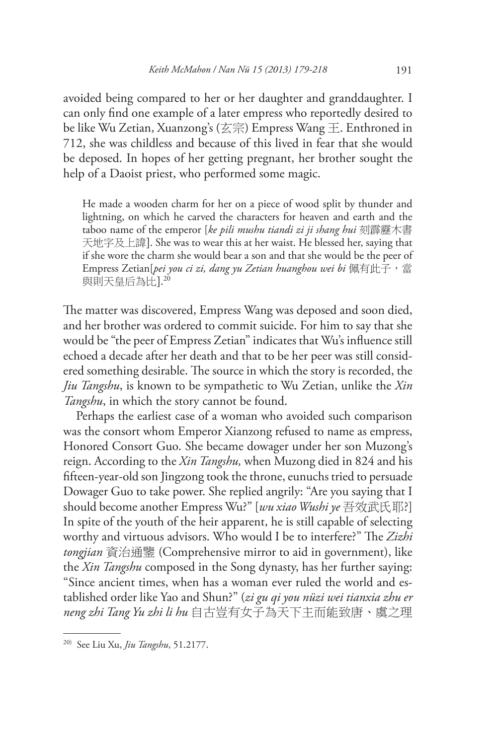avoided being compared to her or her daughter and granddaughter. I can only find one example of a later empress who reportedly desired to be like Wu Zetian, Xuanzong's (玄宗) Empress Wang 王. Enthroned in 712, she was childless and because of this lived in fear that she would be deposed. In hopes of her getting pregnant, her brother sought the help of a Daoist priest, who performed some magic.

> He made a wooden charm for her on a piece of wood split by thunder and lightning, on which he carved the characters for heaven and earth and the taboo name of the emperor [*ke pili mushu tiandi zi ji shang hui* 刻霹靂木書天地字及上諱]. She was to wear this at her waist. He blessed her, saying that if she wore the charm she would bear a son and that she would be the peer of Empress Zetian[*pei you ci zi, dang yu Zetian huanghou wei bi* 佩有此子，當與則天皇后為比].[20]

The matter was discovered, Empress Wang was deposed and soon died, and her brother was ordered to commit suicide. For him to say that she would be "the peer of Empress Zetian" indicates that Wu's influence still echoed a decade after her death and that to be her peer was still considered something desirable. The source in which the story is recorded, the *Jiu Tangshu*, is known to be sympathetic to Wu Zetian, unlike the *Xin Tangshu*, in which the story cannot be found.

Perhaps the earliest case of a woman who avoided such comparison was the consort whom Emperor Xianzong refused to name as empress, Honored Consort Guo. She became dowager under her son Muzong's reign. According to the *Xin Tangshu,* when Muzong died in 824 and his fifteen-year-old son Jingzong took the throne, eunuchs tried to persuade Dowager Guo to take power. She replied angrily: "Are you saying that I should become another Empress Wu?" [*wu xiao Wushi ye* 吾效武氏耶?] In spite of the youth of the heir apparent, he is still capable of selecting worthy and virtuous advisors. Who would I be to interfere?" The *Zizhi tongjian* 資治通鑒 (Comprehensive mirror to aid in government), like the *Xin Tangshu* composed in the Song dynasty, has her further saying: "Since ancient times, when has a woman ever ruled the world and established order like Yao and Shun?" (*zi gu qi you nüzi wei tianxia zhu er neng zhi Tang Yu zhi li hu* 自古豈有女子為天下主而能致唐、虞之理

[20] See Liu Xu, *Jiu Tangshu*, 51.2177.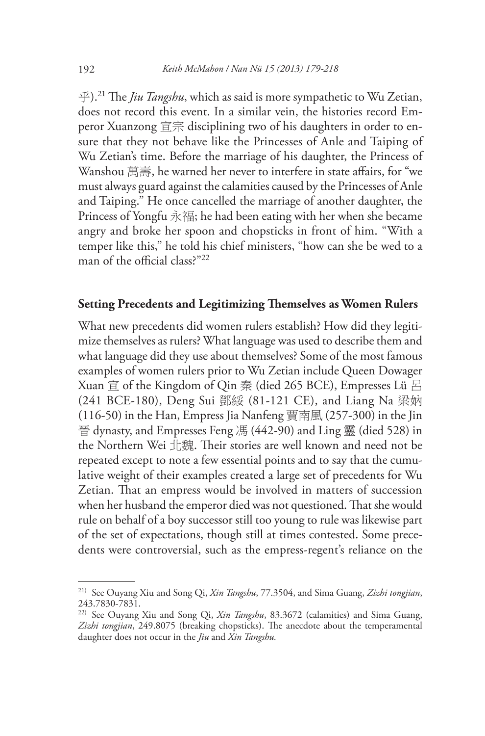乎).[21] The *Jiu Tangshu*, which as said is more sympathetic to Wu Zetian, does not record this event. In a similar vein, the histories record Emperor Xuanzong 宣宗 disciplining two of his daughters in order to ensure that they not behave like the Princesses of Anle and Taiping of Wu Zetian's time. Before the marriage of his daughter, the Princess of Wanshou 萬壽, he warned her never to interfere in state affairs, for "we must always guard against the calamities caused by the Princesses of Anle and Taiping." He once cancelled the marriage of another daughter, the Princess of Yongfu 永福; he had been eating with her when she became angry and broke her spoon and chopsticks in front of him. "With a temper like this," he told his chief ministers, "how can she be wed to a man of the official class?"[22]

**Setting Precedents and Legitimizing Themselves as Women Rulers**

What new precedents did women rulers establish? How did they legitimize themselves as rulers? What language was used to describe them and what language did they use about themselves? Some of the most famous examples of women rulers prior to Wu Zetian include Queen Dowager Xuan 宣 of the Kingdom of Qin 秦 (died 265 BCE), Empresses Lü 呂 (241 BCE-180), Deng Sui 鄧綏 (81-121 CE), and Liang Na 梁妠 (116-50) in the Han, Empress Jia Nanfeng 賈南風 (257-300) in the Jin 晉 dynasty, and Empresses Feng 馮 (442-90) and Ling 靈 (died 528) in the Northern Wei 北魏. Their stories are well known and need not be repeated except to note a few essential points and to say that the cumulative weight of their examples created a large set of precedents for Wu Zetian. That an empress would be involved in matters of succession when her husband the emperor died was not questioned. That she would rule on behalf of a boy successor still too young to rule was likewise part of the set of expectations, though still at times contested. Some precedents were controversial, such as the empress-regent's reliance on the

---

21) See Ouyang Xiu and Song Qi, *Xin Tangshu*, 77.3504, and Sima Guang, *Zizhi tongjian*, 243.7830-7831.

22) See Ouyang Xiu and Song Qi, *Xin Tangshu*, 83.3672 (calamities) and Sima Guang, *Zizhi tongjian*, 249.8075 (breaking chopsticks). The anecdote about the temperamental daughter does not occur in the *Jiu* and *Xin Tangshu.*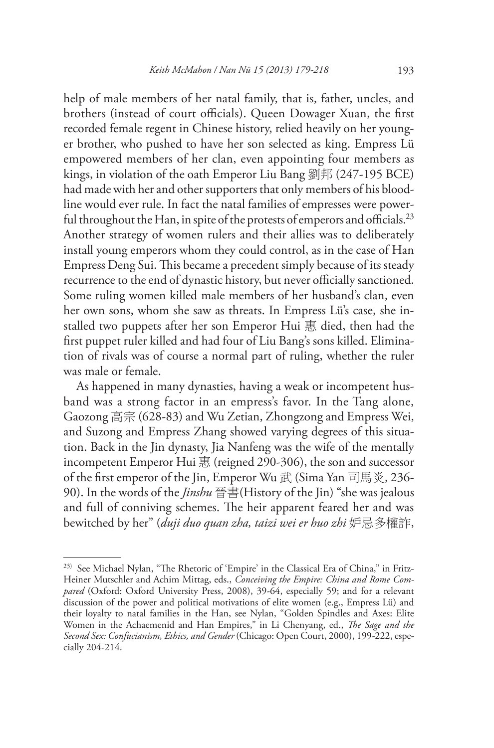help of male members of her natal family, that is, father, uncles, and brothers (instead of court officials). Queen Dowager Xuan, the first recorded female regent in Chinese history, relied heavily on her younger brother, who pushed to have her son selected as king. Empress Lü empowered members of her clan, even appointing four members as kings, in violation of the oath Emperor Liu Bang 劉邦 (247-195 BCE) had made with her and other supporters that only members of his bloodline would ever rule. In fact the natal families of empresses were powerful throughout the Han, in spite of the protests of emperors and officials.[23] Another strategy of women rulers and their allies was to deliberately install young emperors whom they could control, as in the case of Han Empress Deng Sui. This became a precedent simply because of its steady recurrence to the end of dynastic history, but never officially sanctioned. Some ruling women killed male members of her husband's clan, even her own sons, whom she saw as threats. In Empress Lü's case, she installed two puppets after her son Emperor Hui 惠 died, then had the first puppet ruler killed and had four of Liu Bang's sons killed. Elimination of rivals was of course a normal part of ruling, whether the ruler was male or female.

As happened in many dynasties, having a weak or incompetent husband was a strong factor in an empress's favor. In the Tang alone, Gaozong 高宗 (628-83) and Wu Zetian, Zhongzong and Empress Wei, and Suzong and Empress Zhang showed varying degrees of this situation. Back in the Jin dynasty, Jia Nanfeng was the wife of the mentally incompetent Emperor Hui 惠 (reigned 290-306), the son and successor of the first emperor of the Jin, Emperor Wu 武 (Sima Yan 司馬炎, 236-90). In the words of the *Jinshu* 晉書(History of the Jin) "she was jealous and full of conniving schemes. The heir apparent feared her and was bewitched by her" (*duji duo quan zha, taizi wei er huo zhi* 妒忌多權詐,

---

23) See Michael Nylan, "The Rhetoric of 'Empire' in the Classical Era of China," in Fritz-Heiner Mutschler and Achim Mittag, eds., *Conceiving the Empire: China and Rome Compared* (Oxford: Oxford University Press, 2008), 39-64, especially 59; and for a relevant discussion of the power and political motivations of elite women (e.g., Empress Lü) and their loyalty to natal families in the Han, see Nylan, "Golden Spindles and Axes: Elite Women in the Achaemenid and Han Empires," in Li Chenyang, ed., *The Sage and the Second Sex: Confucianism, Ethics, and Gender* (Chicago: Open Court, 2000), 199-222, especially 204-214.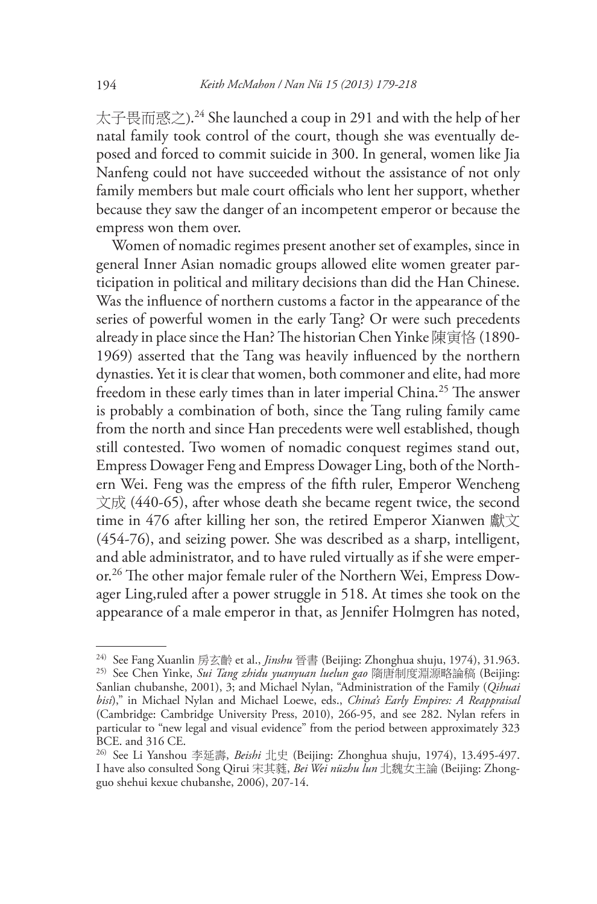太子畏而惑之).[24] She launched a coup in 291 and with the help of her natal family took control of the court, though she was eventually deposed and forced to commit suicide in 300. In general, women like Jia Nanfeng could not have succeeded without the assistance of not only family members but male court officials who lent her support, whether because they saw the danger of an incompetent emperor or because the empress won them over.

Women of nomadic regimes present another set of examples, since in general Inner Asian nomadic groups allowed elite women greater participation in political and military decisions than did the Han Chinese. Was the influence of northern customs a factor in the appearance of the series of powerful women in the early Tang? Or were such precedents already in place since the Han? The historian Chen Yinke 陳寅恪 (1890-1969) asserted that the Tang was heavily influenced by the northern dynasties. Yet it is clear that women, both commoner and elite, had more freedom in these early times than in later imperial China.[25] The answer is probably a combination of both, since the Tang ruling family came from the north and since Han precedents were well established, though still contested. Two women of nomadic conquest regimes stand out, Empress Dowager Feng and Empress Dowager Ling, both of the Northern Wei. Feng was the empress of the fifth ruler, Emperor Wencheng 文成 (440-65), after whose death she became regent twice, the second time in 476 after killing her son, the retired Emperor Xianwen 獻文 (454-76), and seizing power. She was described as a sharp, intelligent, and able administrator, and to have ruled virtually as if she were emperor.[26] The other major female ruler of the Northern Wei, Empress Dowager Ling,ruled after a power struggle in 518. At times she took on the appearance of a male emperor in that, as Jennifer Holmgren has noted,

---

24) See Fang Xuanlin 房玄齡 et al., *Jinshu* 晉書 (Beijing: Zhonghua shuju, 1974), 31.963.

25) See Chen Yinke, *Sui Tang zhidu yuanyuan luelun gao* 隋唐制度淵源略論稿 (Beijing: Sanlian chubanshe, 2001), 3; and Michael Nylan, "Administration of the Family (*Qihuai bisi*)," in Michael Nylan and Michael Loewe, eds., *China's Early Empires: A Reappraisal* (Cambridge: Cambridge University Press, 2010), 266-95, and see 282. Nylan refers in particular to "new legal and visual evidence" from the period between approximately 323 BCE. and 316 CE.

26) See Li Yanshou 李延壽, *Beishi* 北史 (Beijing: Zhonghua shuju, 1974), 13.495-497. I have also consulted Song Qirui 宋其蕤, *Bei Wei nüzhu lun* 北魏女主論 (Beijing: Zhongguo shehui kexue chubanshe, 2006), 207-14.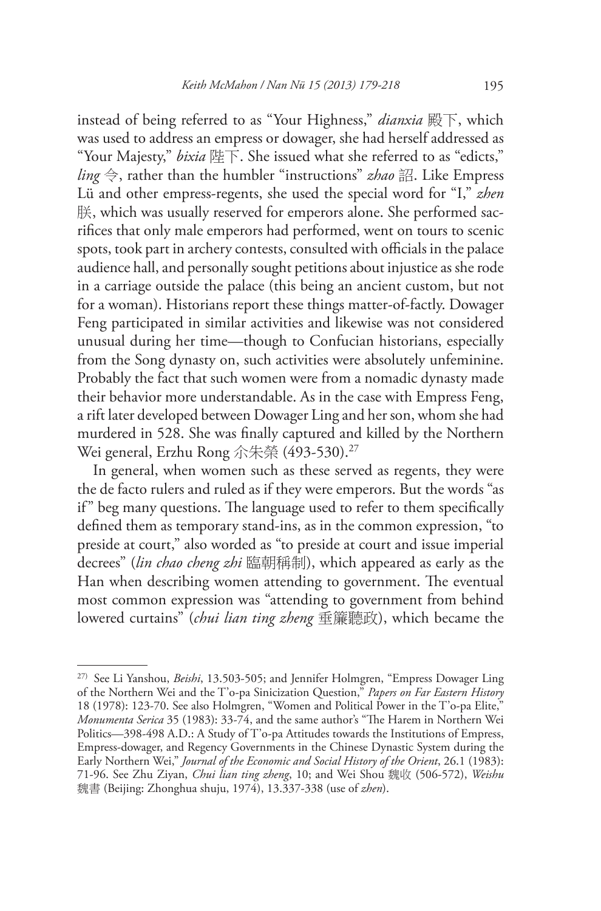instead of being referred to as "Your Highness," *dianxia* 殿下, which was used to address an empress or dowager, she had herself addressed as "Your Majesty," *bixia* 陛下. She issued what she referred to as "edicts," *ling* 令, rather than the humbler "instructions" *zhao* 詔. Like Empress Lü and other empress-regents, she used the special word for "I," *zhen* 朕, which was usually reserved for emperors alone. She performed sacrifices that only male emperors had performed, went on tours to scenic spots, took part in archery contests, consulted with officials in the palace audience hall, and personally sought petitions about injustice as she rode in a carriage outside the palace (this being an ancient custom, but not for a woman). Historians report these things matter-of-factly. Dowager Feng participated in similar activities and likewise was not considered unusual during her time—though to Confucian historians, especially from the Song dynasty on, such activities were absolutely unfeminine. Probably the fact that such women were from a nomadic dynasty made their behavior more understandable. As in the case with Empress Feng, a rift later developed between Dowager Ling and her son, whom she had murdered in 528. She was finally captured and killed by the Northern Wei general, Erzhu Rong 尒朱榮 (493-530).[27]

In general, when women such as these served as regents, they were the de facto rulers and ruled as if they were emperors. But the words "as if" beg many questions. The language used to refer to them specifically defined them as temporary stand-ins, as in the common expression, "to preside at court," also worded as "to preside at court and issue imperial decrees" (*lin chao cheng zhi* 臨朝稱制), which appeared as early as the Han when describing women attending to government. The eventual most common expression was "attending to government from behind lowered curtains" (*chui lian ting zheng* 垂簾聽政), which became the

---

27) See Li Yanshou, *Beishi*, 13.503-505; and Jennifer Holmgren, "Empress Dowager Ling of the Northern Wei and the T'o-pa Sinicization Question," *Papers on Far Eastern History* 18 (1978): 123-70. See also Holmgren, "Women and Political Power in the T'o-pa Elite," *Monumenta Serica* 35 (1983): 33-74, and the same author's "The Harem in Northern Wei Politics—398-498 A.D.: A Study of T'o-pa Attitudes towards the Institutions of Empress, Empress-dowager, and Regency Governments in the Chinese Dynastic System during the Early Northern Wei," *Journal of the Economic and Social History of the Orient*, 26.1 (1983): 71-96. See Zhu Ziyan, *Chui lian ting zheng*, 10; and Wei Shou 魏收 (506-572), *Weishu* 魏書 (Beijing: Zhonghua shuju, 1974), 13.337-338 (use of *zhen*).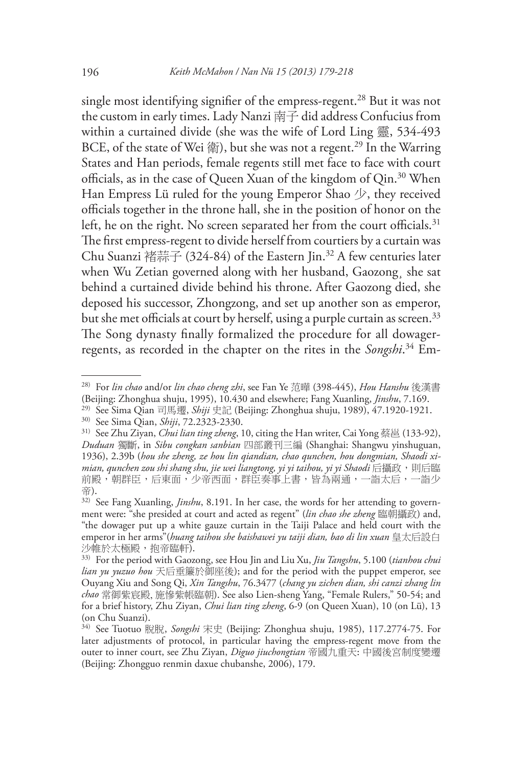single most identifying signifier of the empress-regent.[28] But it was not the custom in early times. Lady Nanzi 南子 did address Confucius from within a curtained divide (she was the wife of Lord Ling 靈, 534-493 BCE, of the state of Wei 衛), but she was not a regent.[29] In the Warring States and Han periods, female regents still met face to face with court officials, as in the case of Queen Xuan of the kingdom of Qin.[30] When Han Empress Lü ruled for the young Emperor Shao 少, they received officials together in the throne hall, she in the position of honor on the left, he on the right. No screen separated her from the court officials.[31] The first empress-regent to divide herself from courtiers by a curtain was Chu Suanzi 褚蒜子 (324-84) of the Eastern Jin.[32] A few centuries later when Wu Zetian governed along with her husband, Gaozong¸ she sat behind a curtained divide behind his throne. After Gaozong died, she deposed his successor, Zhongzong, and set up another son as emperor, but she met officials at court by herself, using a purple curtain as screen.[33] The Song dynasty finally formalized the procedure for all dowager-regents, as recorded in the chapter on the rites in the *Songshi*.[34] Em-

---

28) For *lin chao* and/or *lin chao cheng zhi*, see Fan Ye 范曄 (398-445), *Hou Hanshu* 後漢書 (Beijing: Zhonghua shuju, 1995), 10.430 and elsewhere; Fang Xuanling, *Jinshu*, 7.169.

29) See Sima Qian 司馬遷, *Shiji* 史記 (Beijing: Zhonghua shuju, 1989), 47.1920-1921.

30) See Sima Qian, *Shiji*, 72.2323-2330.

31) See Zhu Ziyan, *Chui lian ting zheng*, 10, citing the Han writer, Cai Yong 蔡邕 (133-92), *Duduan* 獨斷, in *Sibu congkan sanbian* 四部叢刊三編 (Shanghai: Shangwu yinshuguan, 1936), 2.39b (*hou she zheng, ze hou lin qiandian, chao qunchen, hou dongmian, Shaodi ximian, qunchen zou shi shang shu, jie wei liangtong, yi yi taihou, yi yi Shaodi* 后攝政，則后臨前殿，朝群臣，后東面，少帝西面，群臣奏事上書，皆為兩通，一詣太后，一詣少帝).

32) See Fang Xuanling, *Jinshu*, 8.191. In her case, the words for her attending to government were: "she presided at court and acted as regent" (*lin chao she zheng* 臨朝攝政) and, "the dowager put up a white gauze curtain in the Taiji Palace and held court with the emperor in her arms"(*huang taihou she baishawei yu taiji dian, bao di lin xuan* 皇太后設白沙帷於太極殿，抱帝臨軒).

33) For the period with Gaozong, see Hou Jin and Liu Xu, *Jiu Tangshu*, 5.100 (*tianhou chui lian yu yuzuo hou* 天后垂簾於御座後); and for the period with the puppet emperor, see Ouyang Xiu and Song Qi, *Xin Tangshu*, 76.3477 (*chang yu zichen dian, shi canzi zhang lin chao* 常御紫宸殿, 施慘紫帳臨朝). See also Lien-sheng Yang, "Female Rulers," 50-54; and for a brief history, Zhu Ziyan, *Chui lian ting zheng*, 6-9 (on Queen Xuan), 10 (on Lü), 13 (on Chu Suanzi).

34) See Tuotuo 脫脫, *Songshi* 宋史 (Beijing: Zhonghua shuju, 1985), 117.2774-75. For later adjustments of protocol, in particular having the empress-regent move from the outer to inner court, see Zhu Ziyan, *Diguo jiuchongtian* 帝國九重天: 中國後宮制度變遷 (Beijing: Zhongguo renmin daxue chubanshe, 2006), 179.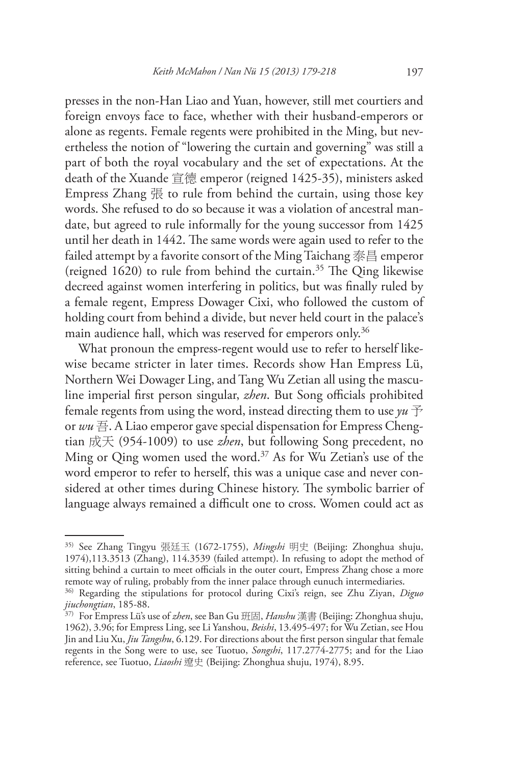presses in the non-Han Liao and Yuan, however, still met courtiers and foreign envoys face to face, whether with their husband-emperors or alone as regents. Female regents were prohibited in the Ming, but nevertheless the notion of "lowering the curtain and governing" was still a part of both the royal vocabulary and the set of expectations. At the death of the Xuande 宣德 emperor (reigned 1425-35), ministers asked Empress Zhang 張 to rule from behind the curtain, using those key words. She refused to do so because it was a violation of ancestral mandate, but agreed to rule informally for the young successor from 1425 until her death in 1442. The same words were again used to refer to the failed attempt by a favorite consort of the Ming Taichang 泰昌 emperor (reigned 1620) to rule from behind the curtain.[35] The Qing likewise decreed against women interfering in politics, but was finally ruled by a female regent, Empress Dowager Cixi, who followed the custom of holding court from behind a divide, but never held court in the palace's main audience hall, which was reserved for emperors only.[36]

What pronoun the empress-regent would use to refer to herself likewise became stricter in later times. Records show Han Empress Lü, Northern Wei Dowager Ling, and Tang Wu Zetian all using the masculine imperial first person singular, *zhen*. But Song officials prohibited female regents from using the word, instead directing them to use *yu* 予 or *wu* 吾. A Liao emperor gave special dispensation for Empress Chengtian 成天 (954-1009) to use *zhen*, but following Song precedent, no Ming or Qing women used the word.[37] As for Wu Zetian's use of the word emperor to refer to herself, this was a unique case and never considered at other times during Chinese history. The symbolic barrier of language always remained a difficult one to cross. Women could act as

---

35) See Zhang Tingyu 張廷玉 (1672-1755), *Mingshi* 明史 (Beijing: Zhonghua shuju, 1974),113.3513 (Zhang), 114.3539 (failed attempt). In refusing to adopt the method of sitting behind a curtain to meet officials in the outer court, Empress Zhang chose a more remote way of ruling, probably from the inner palace through eunuch intermediaries.

36) Regarding the stipulations for protocol during Cixi's reign, see Zhu Ziyan, *Diguo jiuchongtian*, 185-88.

37) For Empress Lü's use of *zhen*, see Ban Gu 班固, *Hanshu* 漢書 (Beijing: Zhonghua shuju, 1962), 3.96; for Empress Ling, see Li Yanshou, *Beishi*, 13.495-497; for Wu Zetian, see Hou Jin and Liu Xu, *Jiu Tangshu*, 6.129. For directions about the first person singular that female regents in the Song were to use, see Tuotuo, *Songshi*, 117.2774-2775; and for the Liao reference, see Tuotuo, *Liaoshi* 遼史 (Beijing: Zhonghua shuju, 1974), 8.95.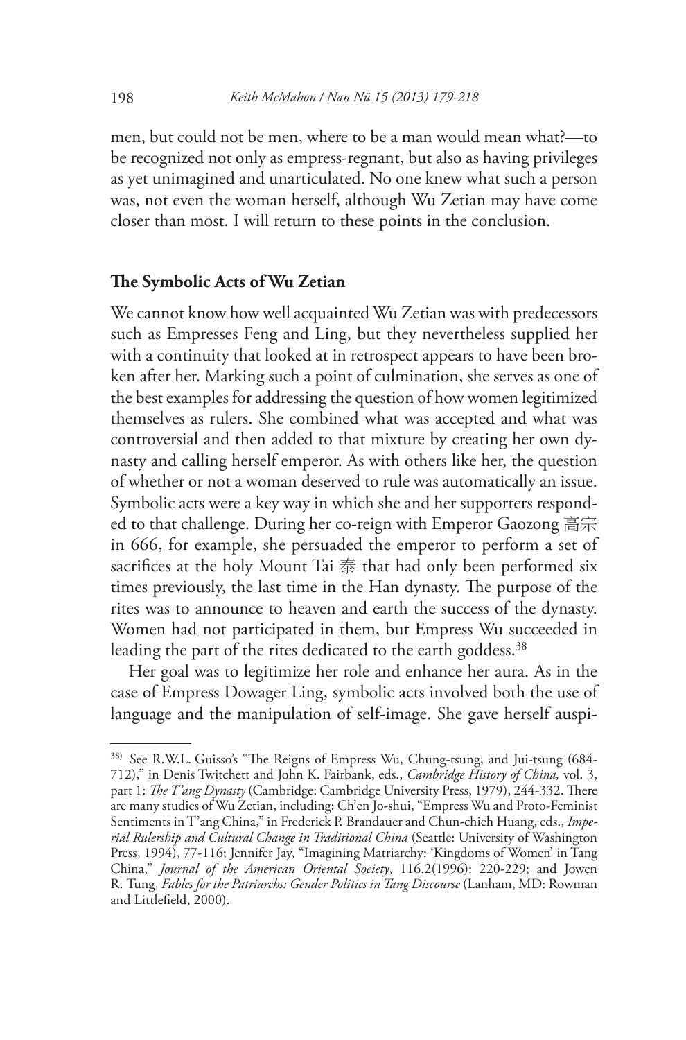men, but could not be men, where to be a man would mean what?—to be recognized not only as empress-regnant, but also as having privileges as yet unimagined and unarticulated. No one knew what such a person was, not even the woman herself, although Wu Zetian may have come closer than most. I will return to these points in the conclusion.

## The Symbolic Acts of Wu Zetian

We cannot know how well acquainted Wu Zetian was with predecessors such as Empresses Feng and Ling, but they nevertheless supplied her with a continuity that looked at in retrospect appears to have been broken after her. Marking such a point of culmination, she serves as one of the best examples for addressing the question of how women legitimized themselves as rulers. She combined what was accepted and what was controversial and then added to that mixture by creating her own dynasty and calling herself emperor. As with others like her, the question of whether or not a woman deserved to rule was automatically an issue. Symbolic acts were a key way in which she and her supporters responded to that challenge. During her co-reign with Emperor Gaozong 高宗 in 666, for example, she persuaded the emperor to perform a set of sacrifices at the holy Mount Tai 泰 that had only been performed six times previously, the last time in the Han dynasty. The purpose of the rites was to announce to heaven and earth the success of the dynasty. Women had not participated in them, but Empress Wu succeeded in leading the part of the rites dedicated to the earth goddess.[38]

Her goal was to legitimize her role and enhance her aura. As in the case of Empress Dowager Ling, symbolic acts involved both the use of language and the manipulation of self-image. She gave herself auspi-

---

[38] See R.W.L. Guisso's "The Reigns of Empress Wu, Chung-tsung, and Jui-tsung (684-712)," in Denis Twitchett and John K. Fairbank, eds., *Cambridge History of China,* vol. 3, part 1: *The T'ang Dynasty* (Cambridge: Cambridge University Press, 1979), 244-332. There are many studies of Wu Zetian, including: Ch'en Jo-shui, "Empress Wu and Proto-Feminist Sentiments in T'ang China," in Frederick P. Brandauer and Chun-chieh Huang, eds., *Imperial Rulership and Cultural Change in Traditional China* (Seattle: University of Washington Press, 1994), 77-116; Jennifer Jay, "Imagining Matriarchy: 'Kingdoms of Women' in Tang China," *Journal of the American Oriental Society*, 116.2(1996): 220-229; and Jowen R. Tung, *Fables for the Patriarchs: Gender Politics in Tang Discourse* (Lanham, MD: Rowman and Littlefield, 2000).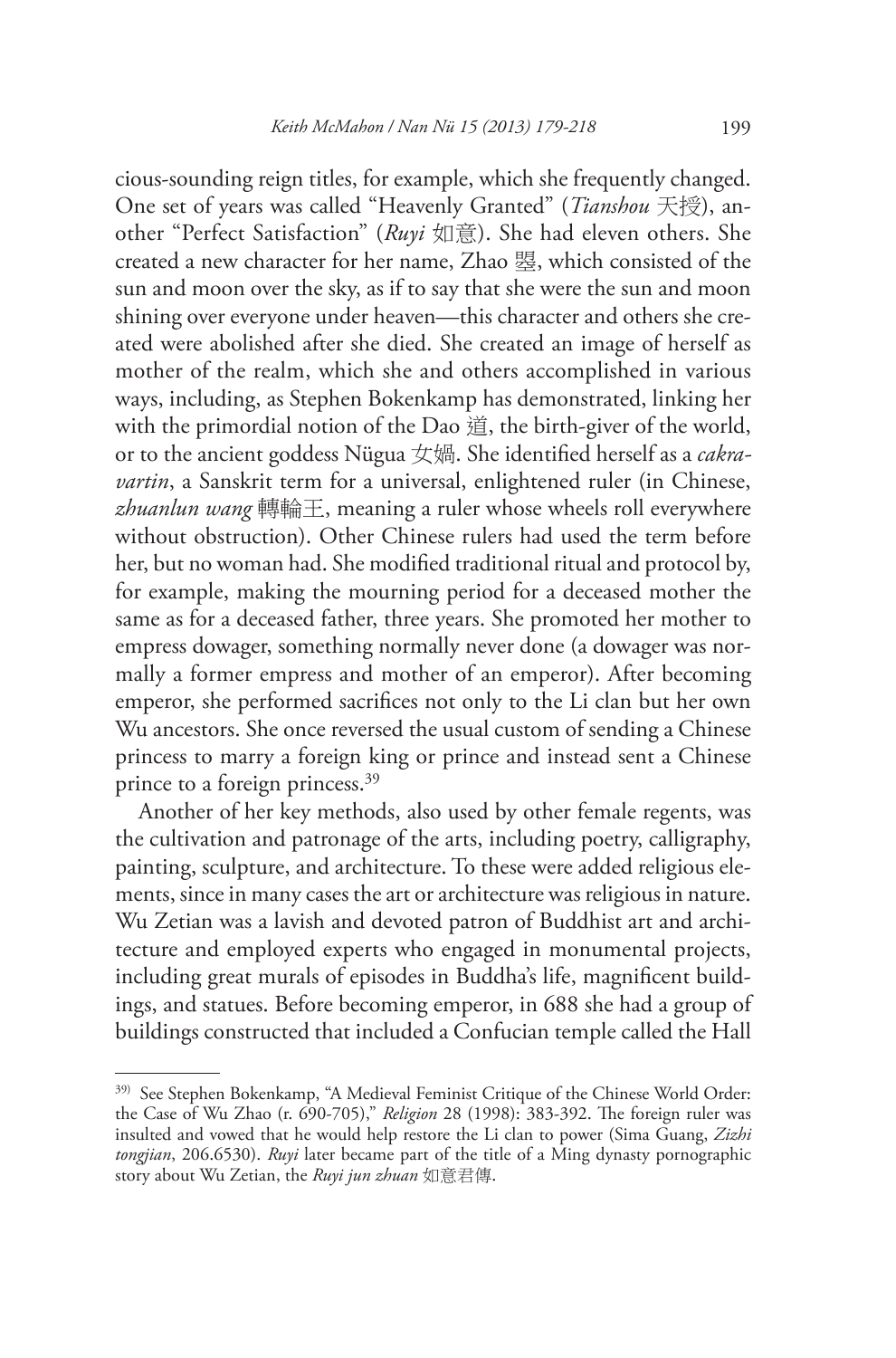cious-sounding reign titles, for example, which she frequently changed. One set of years was called "Heavenly Granted" (*Tianshou* 天授), another "Perfect Satisfaction" (*Ruyi* 如意). She had eleven others. She created a new character for her name, Zhao 曌, which consisted of the sun and moon over the sky, as if to say that she were the sun and moon shining over everyone under heaven—this character and others she created were abolished after she died. She created an image of herself as mother of the realm, which she and others accomplished in various ways, including, as Stephen Bokenkamp has demonstrated, linking her with the primordial notion of the Dao 道, the birth-giver of the world, or to the ancient goddess Nügua 女媧. She identified herself as a *cakravartin*, a Sanskrit term for a universal, enlightened ruler (in Chinese, *zhuanlun wang* 轉輪王, meaning a ruler whose wheels roll everywhere without obstruction). Other Chinese rulers had used the term before her, but no woman had. She modified traditional ritual and protocol by, for example, making the mourning period for a deceased mother the same as for a deceased father, three years. She promoted her mother to empress dowager, something normally never done (a dowager was normally a former empress and mother of an emperor). After becoming emperor, she performed sacrifices not only to the Li clan but her own Wu ancestors. She once reversed the usual custom of sending a Chinese princess to marry a foreign king or prince and instead sent a Chinese prince to a foreign princess.[39]

Another of her key methods, also used by other female regents, was the cultivation and patronage of the arts, including poetry, calligraphy, painting, sculpture, and architecture. To these were added religious elements, since in many cases the art or architecture was religious in nature. Wu Zetian was a lavish and devoted patron of Buddhist art and architecture and employed experts who engaged in monumental projects, including great murals of episodes in Buddha's life, magnificent buildings, and statues. Before becoming emperor, in 688 she had a group of buildings constructed that included a Confucian temple called the Hall

---

[39] See Stephen Bokenkamp, "A Medieval Feminist Critique of the Chinese World Order: the Case of Wu Zhao (r. 690-705)," *Religion* 28 (1998): 383-392. The foreign ruler was insulted and vowed that he would help restore the Li clan to power (Sima Guang, *Zizhi tongjian*, 206.6530). *Ruyi* later became part of the title of a Ming dynasty pornographic story about Wu Zetian, the *Ruyi jun zhuan* 如意君傳.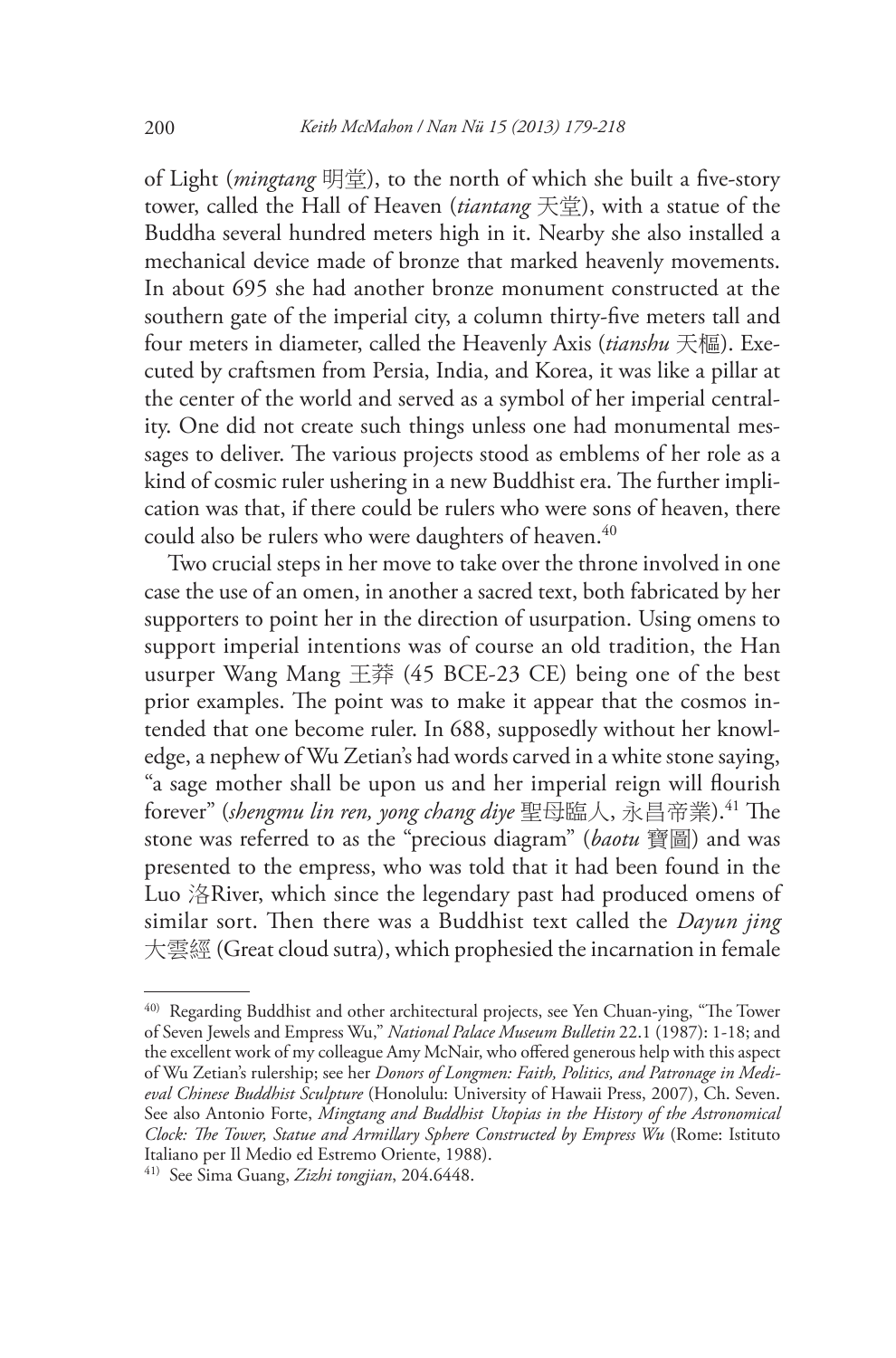of Light (*mingtang* 明堂), to the north of which she built a five-story tower, called the Hall of Heaven (*tiantang* 天堂), with a statue of the Buddha several hundred meters high in it. Nearby she also installed a mechanical device made of bronze that marked heavenly movements. In about 695 she had another bronze monument constructed at the southern gate of the imperial city, a column thirty-five meters tall and four meters in diameter, called the Heavenly Axis (*tianshu* 天樞). Executed by craftsmen from Persia, India, and Korea, it was like a pillar at the center of the world and served as a symbol of her imperial centrality. One did not create such things unless one had monumental messages to deliver. The various projects stood as emblems of her role as a kind of cosmic ruler ushering in a new Buddhist era. The further implication was that, if there could be rulers who were sons of heaven, there could also be rulers who were daughters of heaven.[40]

Two crucial steps in her move to take over the throne involved in one case the use of an omen, in another a sacred text, both fabricated by her supporters to point her in the direction of usurpation. Using omens to support imperial intentions was of course an old tradition, the Han usurper Wang Mang 王莽 (45 BCE-23 CE) being one of the best prior examples. The point was to make it appear that the cosmos intended that one become ruler. In 688, supposedly without her knowledge, a nephew of Wu Zetian's had words carved in a white stone saying, "a sage mother shall be upon us and her imperial reign will flourish forever" (*shengmu lin ren, yong chang diye* 聖母臨人, 永昌帝業).[41] The stone was referred to as the "precious diagram" (*baotu* 寶圖) and was presented to the empress, who was told that it had been found in the Luo 洛River, which since the legendary past had produced omens of similar sort. Then there was a Buddhist text called the *Dayun jing* 大雲經 (Great cloud sutra), which prophesied the incarnation in female

---

40) Regarding Buddhist and other architectural projects, see Yen Chuan-ying, "The Tower of Seven Jewels and Empress Wu," *National Palace Museum Bulletin* 22.1 (1987): 1-18; and the excellent work of my colleague Amy McNair, who offered generous help with this aspect of Wu Zetian's rulership; see her *Donors of Longmen: Faith, Politics, and Patronage in Medieval Chinese Buddhist Sculpture* (Honolulu: University of Hawaii Press, 2007), Ch. Seven. See also Antonio Forte, *Mingtang and Buddhist Utopias in the History of the Astronomical Clock: The Tower, Statue and Armillary Sphere Constructed by Empress Wu* (Rome: Istituto Italiano per Il Medio ed Estremo Oriente, 1988).

41) See Sima Guang, *Zizhi tongjian*, 204.6448.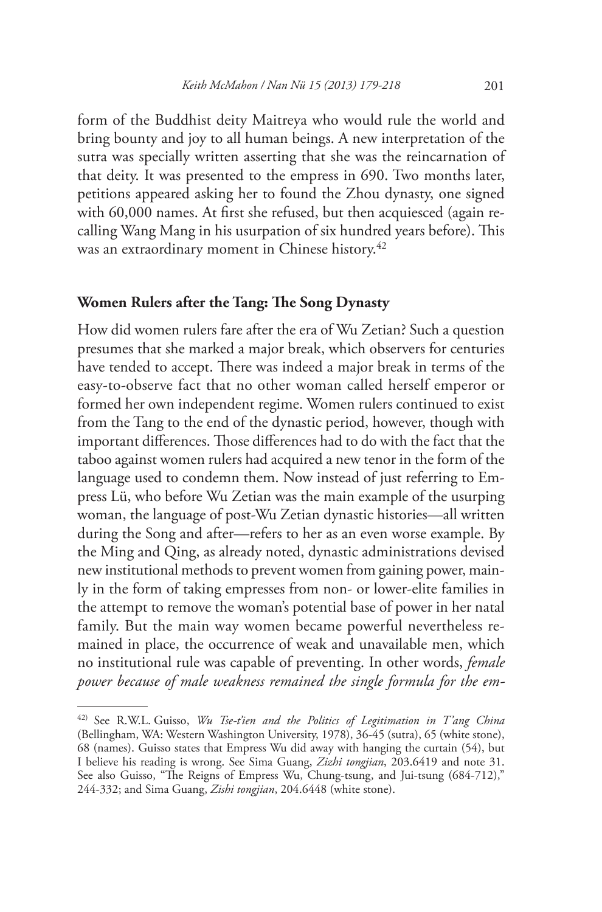form of the Buddhist deity Maitreya who would rule the world and bring bounty and joy to all human beings. A new interpretation of the sutra was specially written asserting that she was the reincarnation of that deity. It was presented to the empress in 690. Two months later, petitions appeared asking her to found the Zhou dynasty, one signed with 60,000 names. At first she refused, but then acquiesced (again recalling Wang Mang in his usurpation of six hundred years before). This was an extraordinary moment in Chinese history.[42]

## Women Rulers after the Tang: The Song Dynasty

How did women rulers fare after the era of Wu Zetian? Such a question presumes that she marked a major break, which observers for centuries have tended to accept. There was indeed a major break in terms of the easy-to-observe fact that no other woman called herself emperor or formed her own independent regime. Women rulers continued to exist from the Tang to the end of the dynastic period, however, though with important differences. Those differences had to do with the fact that the taboo against women rulers had acquired a new tenor in the form of the language used to condemn them. Now instead of just referring to Empress Lü, who before Wu Zetian was the main example of the usurping woman, the language of post-Wu Zetian dynastic histories—all written during the Song and after—refers to her as an even worse example. By the Ming and Qing, as already noted, dynastic administrations devised new institutional methods to prevent women from gaining power, mainly in the form of taking empresses from non- or lower-elite families in the attempt to remove the woman's potential base of power in her natal family. But the main way women became powerful nevertheless remained in place, the occurrence of weak and unavailable men, which no institutional rule was capable of preventing. In other words, *female power because of male weakness remained the single formula for the em-*

---

42) See R.W.L. Guisso, *Wu Tse-t'ien and the Politics of Legitimation in T'ang China* (Bellingham, WA: Western Washington University, 1978), 36-45 (sutra), 65 (white stone), 68 (names). Guisso states that Empress Wu did away with hanging the curtain (54), but I believe his reading is wrong. See Sima Guang, *Zizhi tongjian*, 203.6419 and note 31. See also Guisso, "The Reigns of Empress Wu, Chung-tsung, and Jui-tsung (684-712)," 244-332; and Sima Guang, *Zishi tongjian*, 204.6448 (white stone).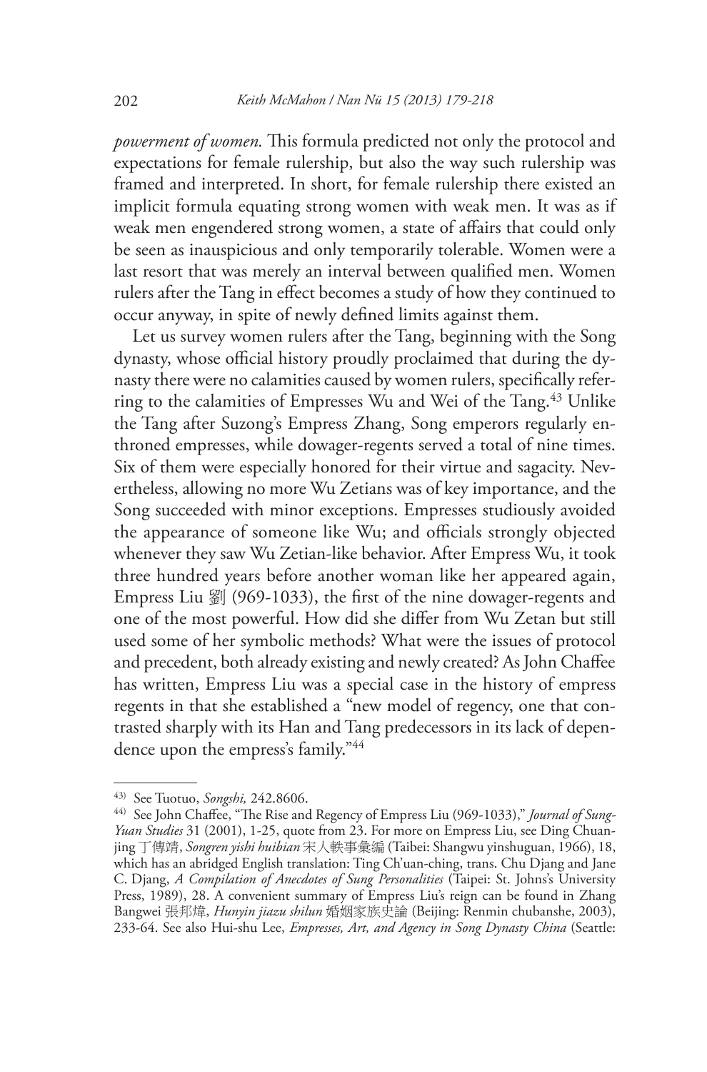*powerment of women.* This formula predicted not only the protocol and expectations for female rulership, but also the way such rulership was framed and interpreted. In short, for female rulership there existed an implicit formula equating strong women with weak men. It was as if weak men engendered strong women, a state of affairs that could only be seen as inauspicious and only temporarily tolerable. Women were a last resort that was merely an interval between qualified men. Women rulers after the Tang in effect becomes a study of how they continued to occur anyway, in spite of newly defined limits against them.

Let us survey women rulers after the Tang, beginning with the Song dynasty, whose official history proudly proclaimed that during the dynasty there were no calamities caused by women rulers, specifically referring to the calamities of Empresses Wu and Wei of the Tang.[43] Unlike the Tang after Suzong's Empress Zhang, Song emperors regularly enthroned empresses, while dowager-regents served a total of nine times. Six of them were especially honored for their virtue and sagacity. Nevertheless, allowing no more Wu Zetians was of key importance, and the Song succeeded with minor exceptions. Empresses studiously avoided the appearance of someone like Wu; and officials strongly objected whenever they saw Wu Zetian-like behavior. After Empress Wu, it took three hundred years before another woman like her appeared again, Empress Liu 劉 (969-1033), the first of the nine dowager-regents and one of the most powerful. How did she differ from Wu Zetan but still used some of her symbolic methods? What were the issues of protocol and precedent, both already existing and newly created? As John Chaffee has written, Empress Liu was a special case in the history of empress regents in that she established a "new model of regency, one that contrasted sharply with its Han and Tang predecessors in its lack of dependence upon the empress's family."[44]

---

43) See Tuotuo, *Songshi,* 242.8606.

44) See John Chaffee, "The Rise and Regency of Empress Liu (969-1033)," *Journal of Sung-Yuan Studies* 31 (2001), 1-25, quote from 23. For more on Empress Liu, see Ding Chuanjing 丁傳靖, *Songren yishi huibian* 宋人軼事彙編 (Taibei: Shangwu yinshuguan, 1966), 18, which has an abridged English translation: Ting Ch'uan-ching, trans. Chu Djang and Jane C. Djang, *A Compilation of Anecdotes of Sung Personalities* (Taipei: St. Johns's University Press, 1989), 28. A convenient summary of Empress Liu's reign can be found in Zhang Bangwei 張邦煒, *Hunyin jiazu shilun* 婚姻家族史論 (Beijing: Renmin chubanshe, 2003), 233-64. See also Hui-shu Lee, *Empresses, Art, and Agency in Song Dynasty China* (Seattle: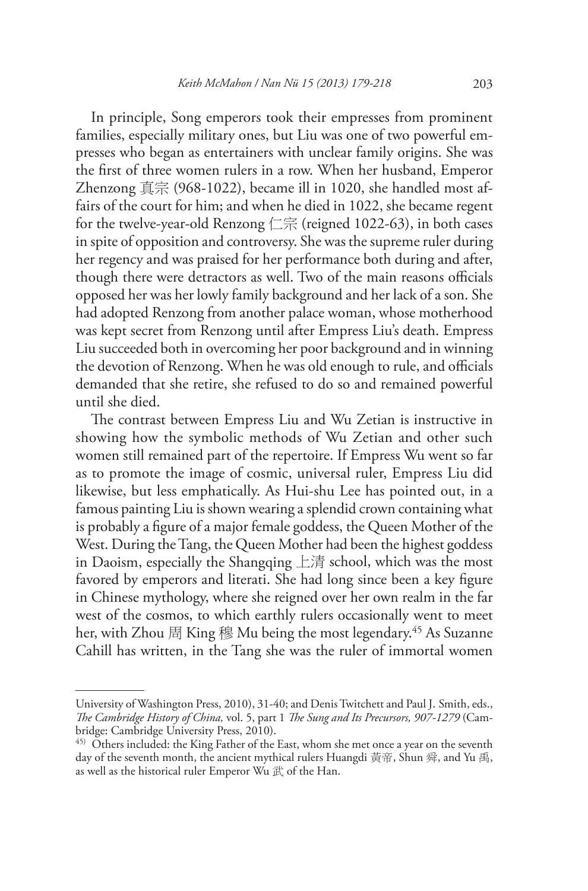In principle, Song emperors took their empresses from prominent families, especially military ones, but Liu was one of two powerful empresses who began as entertainers with unclear family origins. She was the first of three women rulers in a row. When her husband, Emperor Zhenzong 真宗 (968-1022), became ill in 1020, she handled most affairs of the court for him; and when he died in 1022, she became regent for the twelve-year-old Renzong 仁宗 (reigned 1022-63), in both cases in spite of opposition and controversy. She was the supreme ruler during her regency and was praised for her performance both during and after, though there were detractors as well. Two of the main reasons officials opposed her was her lowly family background and her lack of a son. She had adopted Renzong from another palace woman, whose motherhood was kept secret from Renzong until after Empress Liu's death. Empress Liu succeeded both in overcoming her poor background and in winning the devotion of Renzong. When he was old enough to rule, and officials demanded that she retire, she refused to do so and remained powerful until she died.

The contrast between Empress Liu and Wu Zetian is instructive in showing how the symbolic methods of Wu Zetian and other such women still remained part of the repertoire. If Empress Wu went so far as to promote the image of cosmic, universal ruler, Empress Liu did likewise, but less emphatically. As Hui-shu Lee has pointed out, in a famous painting Liu is shown wearing a splendid crown containing what is probably a figure of a major female goddess, the Queen Mother of the West. During the Tang, the Queen Mother had been the highest goddess in Daoism, especially the Shangqing 上清 school, which was the most favored by emperors and literati. She had long since been a key figure in Chinese mythology, where she reigned over her own realm in the far west of the cosmos, to which earthly rulers occasionally went to meet her, with Zhou 周 King 穆 Mu being the most legendary.[45] As Suzanne Cahill has written, in the Tang she was the ruler of immortal women

---

University of Washington Press, 2010), 31-40; and Denis Twitchett and Paul J. Smith, eds., *The Cambridge History of China,* vol. 5, part 1 *The Sung and Its Precursors, 907-1279* (Cambridge: Cambridge University Press, 2010).

[45] Others included: the King Father of the East, whom she met once a year on the seventh day of the seventh month, the ancient mythical rulers Huangdi 黃帝, Shun 舜, and Yu 禹, as well as the historical ruler Emperor Wu 武 of the Han.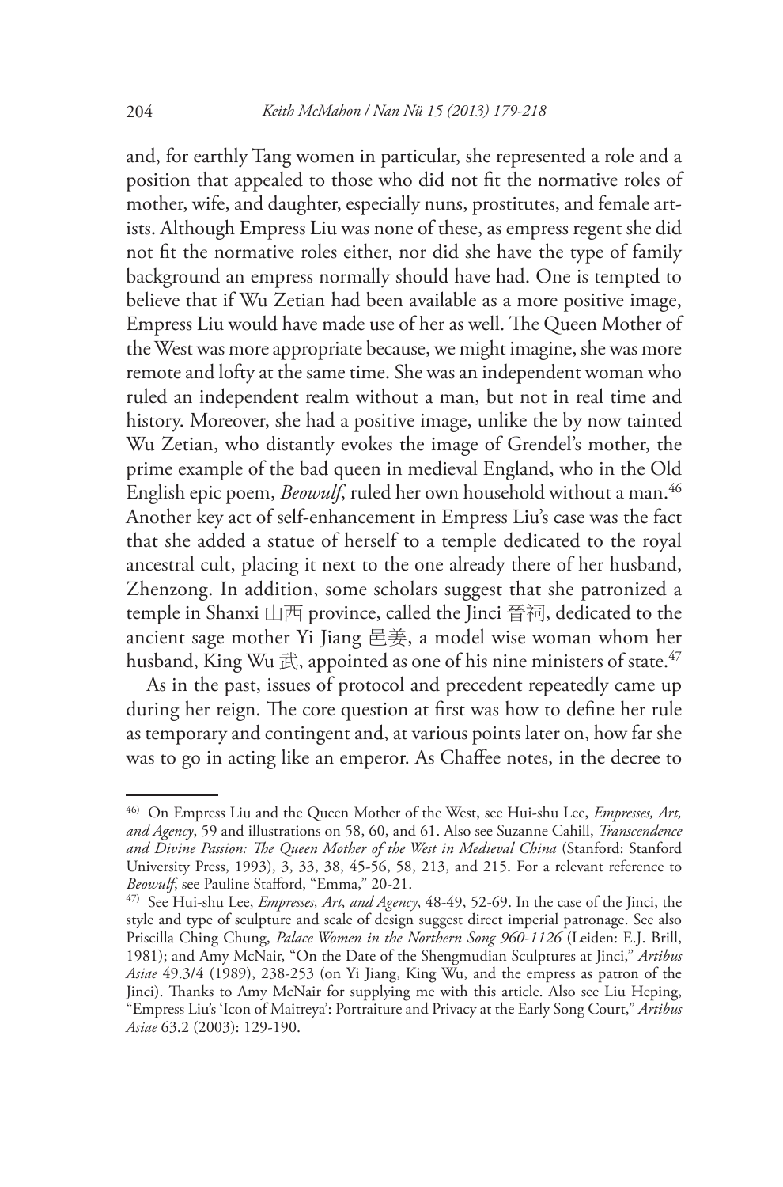and, for earthly Tang women in particular, she represented a role and a position that appealed to those who did not fit the normative roles of mother, wife, and daughter, especially nuns, prostitutes, and female artists. Although Empress Liu was none of these, as empress regent she did not fit the normative roles either, nor did she have the type of family background an empress normally should have had. One is tempted to believe that if Wu Zetian had been available as a more positive image, Empress Liu would have made use of her as well. The Queen Mother of the West was more appropriate because, we might imagine, she was more remote and lofty at the same time. She was an independent woman who ruled an independent realm without a man, but not in real time and history. Moreover, she had a positive image, unlike the by now tainted Wu Zetian, who distantly evokes the image of Grendel's mother, the prime example of the bad queen in medieval England, who in the Old English epic poem, *Beowulf*, ruled her own household without a man.[46] Another key act of self-enhancement in Empress Liu's case was the fact that she added a statue of herself to a temple dedicated to the royal ancestral cult, placing it next to the one already there of her husband, Zhenzong. In addition, some scholars suggest that she patronized a temple in Shanxi 山西 province, called the Jinci 晉祠, dedicated to the ancient sage mother Yi Jiang 邑姜, a model wise woman whom her husband, King Wu 武, appointed as one of his nine ministers of state.[47]

As in the past, issues of protocol and precedent repeatedly came up during her reign. The core question at first was how to define her rule as temporary and contingent and, at various points later on, how far she was to go in acting like an emperor. As Chaffee notes, in the decree to

---

[46] On Empress Liu and the Queen Mother of the West, see Hui-shu Lee, *Empresses, Art, and Agency*, 59 and illustrations on 58, 60, and 61. Also see Suzanne Cahill, *Transcendence and Divine Passion: The Queen Mother of the West in Medieval China* (Stanford: Stanford University Press, 1993), 3, 33, 38, 45-56, 58, 213, and 215. For a relevant reference to *Beowulf*, see Pauline Stafford, "Emma," 20-21.

[47] See Hui-shu Lee, *Empresses, Art, and Agency*, 48-49, 52-69. In the case of the Jinci, the style and type of sculpture and scale of design suggest direct imperial patronage. See also Priscilla Ching Chung, *Palace Women in the Northern Song 960-1126* (Leiden: E.J. Brill, 1981); and Amy McNair, "On the Date of the Shengmudian Sculptures at Jinci," *Artibus Asiae* 49.3/4 (1989), 238-253 (on Yi Jiang, King Wu, and the empress as patron of the Jinci). Thanks to Amy McNair for supplying me with this article. Also see Liu Heping, "Empress Liu's 'Icon of Maitreya': Portraiture and Privacy at the Early Song Court," *Artibus Asiae* 63.2 (2003): 129-190.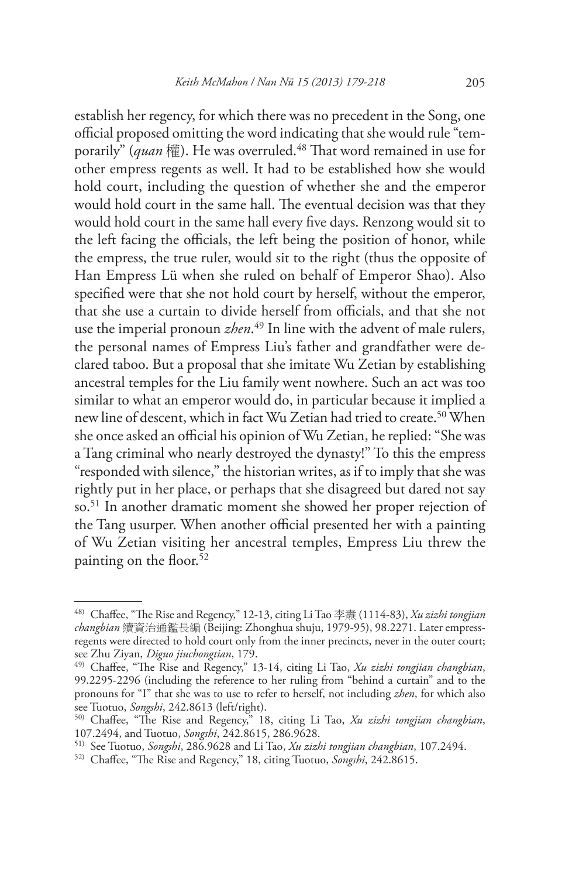establish her regency, for which there was no precedent in the Song, one official proposed omitting the word indicating that she would rule "temporarily" (*quan* 權). He was overruled.[48] That word remained in use for other empress regents as well. It had to be established how she would hold court, including the question of whether she and the emperor would hold court in the same hall. The eventual decision was that they would hold court in the same hall every five days. Renzong would sit to the left facing the officials, the left being the position of honor, while the empress, the true ruler, would sit to the right (thus the opposite of Han Empress Lü when she ruled on behalf of Emperor Shao). Also specified were that she not hold court by herself, without the emperor, that she use a curtain to divide herself from officials, and that she not use the imperial pronoun *zhen*.[49] In line with the advent of male rulers, the personal names of Empress Liu's father and grandfather were declared taboo. But a proposal that she imitate Wu Zetian by establishing ancestral temples for the Liu family went nowhere. Such an act was too similar to what an emperor would do, in particular because it implied a new line of descent, which in fact Wu Zetian had tried to create.[50] When she once asked an official his opinion of Wu Zetian, he replied: "She was a Tang criminal who nearly destroyed the dynasty!" To this the empress "responded with silence," the historian writes, as if to imply that she was rightly put in her place, or perhaps that she disagreed but dared not say so.[51] In another dramatic moment she showed her proper rejection of the Tang usurper. When another official presented her with a painting of Wu Zetian visiting her ancestral temples, Empress Liu threw the painting on the floor.[52]

---

48) Chaffee, "The Rise and Regency," 12-13, citing Li Tao 李燾 (1114-83), *Xu zizhi tongjian changbian* 續資治通鑑長編 (Beijing: Zhonghua shuju, 1979-95), 98.2271. Later empress-regents were directed to hold court only from the inner precincts, never in the outer court; see Zhu Ziyan, *Diguo jiuchongtian*, 179.

49) Chaffee, "The Rise and Regency," 13-14, citing Li Tao, *Xu zizhi tongjian changbian*, 99.2295-2296 (including the reference to her ruling from "behind a curtain" and to the pronouns for "I" that she was to use to refer to herself, not including *zhen*, for which also see Tuotuo, *Songshi*, 242.8613 (left/right).

50) Chaffee, "The Rise and Regency," 18, citing Li Tao, *Xu zizhi tongjian changbian*, 107.2494, and Tuotuo, *Songshi*, 242.8615, 286.9628.

51) See Tuotuo, *Songshi*, 286.9628 and Li Tao, *Xu zizhi tongjian changbian*, 107.2494.

52) Chaffee, "The Rise and Regency," 18, citing Tuotuo, *Songshi*, 242.8615.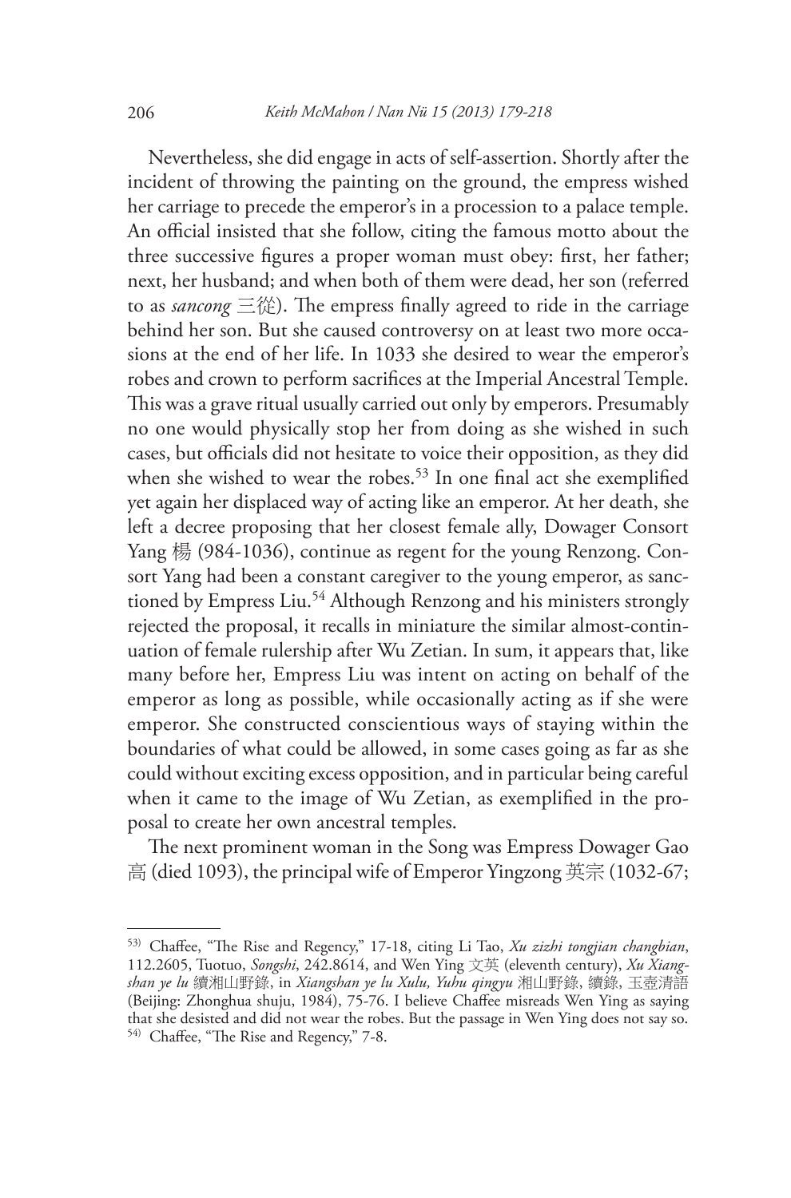Nevertheless, she did engage in acts of self-assertion. Shortly after the incident of throwing the painting on the ground, the empress wished her carriage to precede the emperor's in a procession to a palace temple. An official insisted that she follow, citing the famous motto about the three successive figures a proper woman must obey: first, her father; next, her husband; and when both of them were dead, her son (referred to as *sancong* 三從). The empress finally agreed to ride in the carriage behind her son. But she caused controversy on at least two more occasions at the end of her life. In 1033 she desired to wear the emperor's robes and crown to perform sacrifices at the Imperial Ancestral Temple. This was a grave ritual usually carried out only by emperors. Presumably no one would physically stop her from doing as she wished in such cases, but officials did not hesitate to voice their opposition, as they did when she wished to wear the robes.[53] In one final act she exemplified yet again her displaced way of acting like an emperor. At her death, she left a decree proposing that her closest female ally, Dowager Consort Yang 楊 (984-1036), continue as regent for the young Renzong. Consort Yang had been a constant caregiver to the young emperor, as sanctioned by Empress Liu.[54] Although Renzong and his ministers strongly rejected the proposal, it recalls in miniature the similar almost-continuation of female rulership after Wu Zetian. In sum, it appears that, like many before her, Empress Liu was intent on acting on behalf of the emperor as long as possible, while occasionally acting as if she were emperor. She constructed conscientious ways of staying within the boundaries of what could be allowed, in some cases going as far as she could without exciting excess opposition, and in particular being careful when it came to the image of Wu Zetian, as exemplified in the proposal to create her own ancestral temples.

The next prominent woman in the Song was Empress Dowager Gao 高 (died 1093), the principal wife of Emperor Yingzong 英宗 (1032-67;

---

53) Chaffee, "The Rise and Regency," 17-18, citing Li Tao, *Xu zizhi tongjian changbian*, 112.2605, Tuotuo, *Songshi*, 242.8614, and Wen Ying 文英 (eleventh century), *Xu Xiangshan ye lu* 續湘山野錄, in *Xiangshan ye lu Xulu, Yuhu qingyu* 湘山野錄, 續錄, 玉壺清語 (Beijing: Zhonghua shuju, 1984), 75-76. I believe Chaffee misreads Wen Ying as saying that she desisted and did not wear the robes. But the passage in Wen Ying does not say so.

54) Chaffee, "The Rise and Regency," 7-8.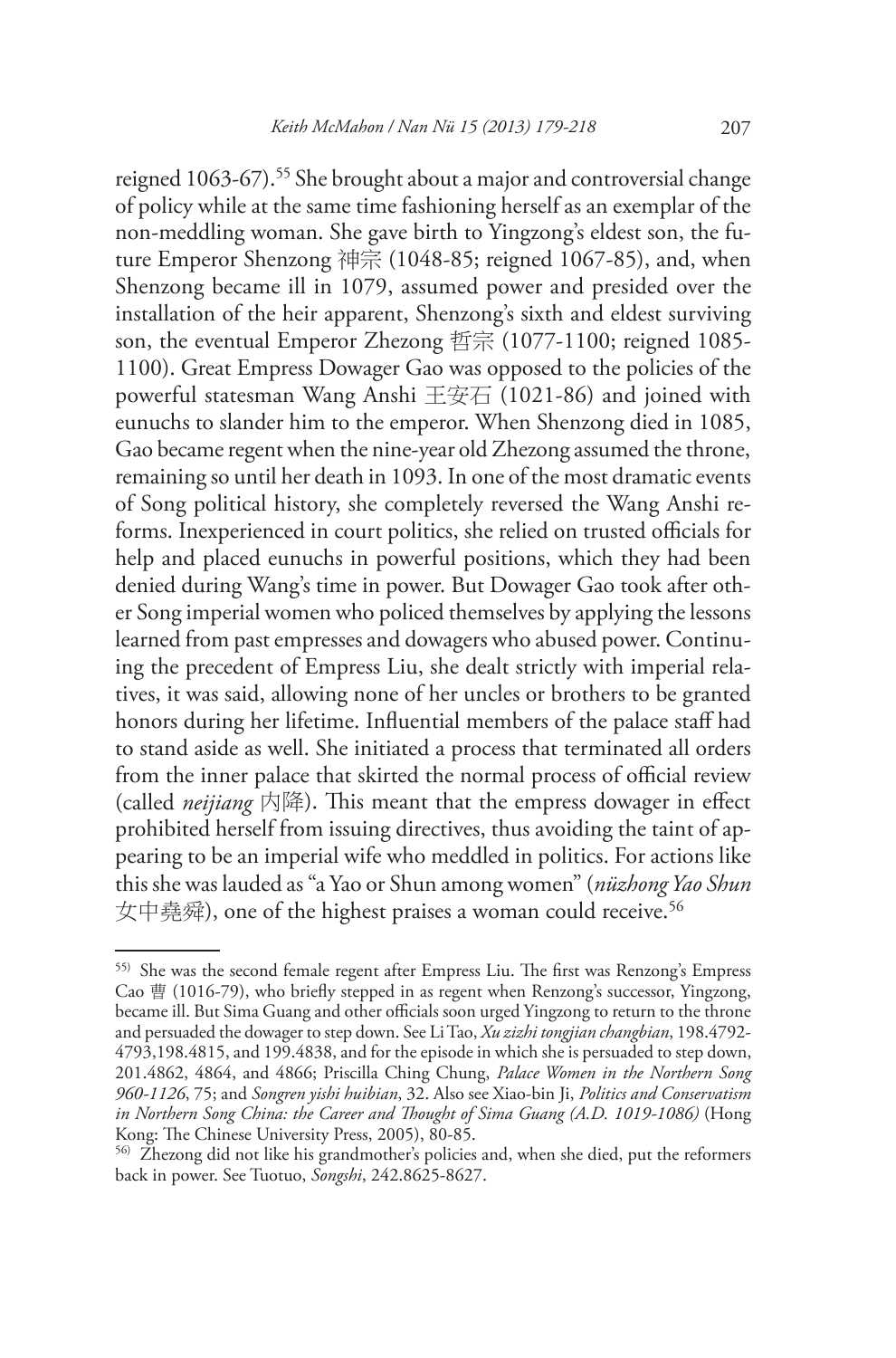reigned 1063-67).[55] She brought about a major and controversial change of policy while at the same time fashioning herself as an exemplar of the non-meddling woman. She gave birth to Yingzong's eldest son, the future Emperor Shenzong 神宗 (1048-85; reigned 1067-85), and, when Shenzong became ill in 1079, assumed power and presided over the installation of the heir apparent, Shenzong's sixth and eldest surviving son, the eventual Emperor Zhezong 哲宗 (1077-1100; reigned 1085-1100). Great Empress Dowager Gao was opposed to the policies of the powerful statesman Wang Anshi 王安石 (1021-86) and joined with eunuchs to slander him to the emperor. When Shenzong died in 1085, Gao became regent when the nine-year old Zhezong assumed the throne, remaining so until her death in 1093. In one of the most dramatic events of Song political history, she completely reversed the Wang Anshi reforms. Inexperienced in court politics, she relied on trusted officials for help and placed eunuchs in powerful positions, which they had been denied during Wang's time in power. But Dowager Gao took after other Song imperial women who policed themselves by applying the lessons learned from past empresses and dowagers who abused power. Continuing the precedent of Empress Liu, she dealt strictly with imperial relatives, it was said, allowing none of her uncles or brothers to be granted honors during her lifetime. Influential members of the palace staff had to stand aside as well. She initiated a process that terminated all orders from the inner palace that skirted the normal process of official review (called *neijiang* 內降). This meant that the empress dowager in effect prohibited herself from issuing directives, thus avoiding the taint of appearing to be an imperial wife who meddled in politics. For actions like this she was lauded as "a Yao or Shun among women" (*nüzhong Yao Shun* 女中堯舜), one of the highest praises a woman could receive.[56]

---

[55] She was the second female regent after Empress Liu. The first was Renzong's Empress Cao 曹 (1016-79), who briefly stepped in as regent when Renzong's successor, Yingzong, became ill. But Sima Guang and other officials soon urged Yingzong to return to the throne and persuaded the dowager to step down. See Li Tao, *Xu zizhi tongjian changbian*, 198.4792-4793,198.4815, and 199.4838, and for the episode in which she is persuaded to step down, 201.4862, 4864, and 4866; Priscilla Ching Chung, *Palace Women in the Northern Song 960-1126*, 75; and *Songren yishi huibian*, 32. Also see Xiao-bin Ji, *Politics and Conservatism in Northern Song China: the Career and Thought of Sima Guang (A.D. 1019-1086)* (Hong Kong: The Chinese University Press, 2005), 80-85.

[56] Zhezong did not like his grandmother's policies and, when she died, put the reformers back in power. See Tuotuo, *Songshi*, 242.8625-8627.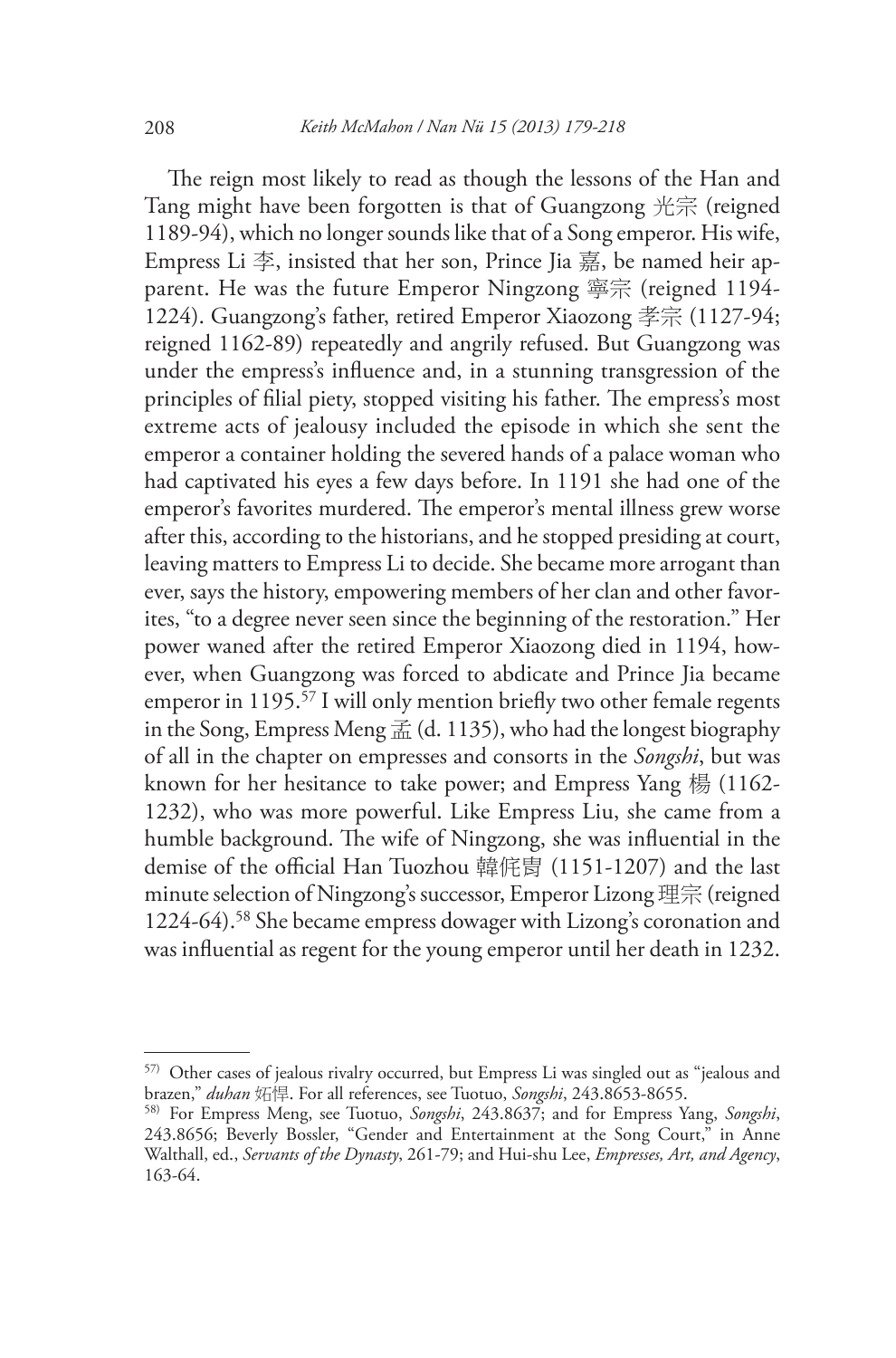The reign most likely to read as though the lessons of the Han and Tang might have been forgotten is that of Guangzong 光宗 (reigned 1189-94), which no longer sounds like that of a Song emperor. His wife, Empress Li 李, insisted that her son, Prince Jia 嘉, be named heir apparent. He was the future Emperor Ningzong 寧宗 (reigned 1194-1224). Guangzong's father, retired Emperor Xiaozong 孝宗 (1127-94; reigned 1162-89) repeatedly and angrily refused. But Guangzong was under the empress's influence and, in a stunning transgression of the principles of filial piety, stopped visiting his father. The empress's most extreme acts of jealousy included the episode in which she sent the emperor a container holding the severed hands of a palace woman who had captivated his eyes a few days before. In 1191 she had one of the emperor's favorites murdered. The emperor's mental illness grew worse after this, according to the historians, and he stopped presiding at court, leaving matters to Empress Li to decide. She became more arrogant than ever, says the history, empowering members of her clan and other favorites, "to a degree never seen since the beginning of the restoration." Her power waned after the retired Emperor Xiaozong died in 1194, however, when Guangzong was forced to abdicate and Prince Jia became emperor in 1195.[57] I will only mention briefly two other female regents in the Song, Empress Meng 孟 (d. 1135), who had the longest biography of all in the chapter on empresses and consorts in the *Songshi*, but was known for her hesitance to take power; and Empress Yang 楊 (1162-1232), who was more powerful. Like Empress Liu, she came from a humble background. The wife of Ningzong, she was influential in the demise of the official Han Tuozhou 韓侂冑 (1151-1207) and the last minute selection of Ningzong's successor, Emperor Lizong 理宗 (reigned 1224-64).[58] She became empress dowager with Lizong's coronation and was influential as regent for the young emperor until her death in 1232.

---

57) Other cases of jealous rivalry occurred, but Empress Li was singled out as "jealous and brazen," *duhan* 妬悍. For all references, see Tuotuo, *Songshi*, 243.8653-8655.

58) For Empress Meng, see Tuotuo, *Songshi*, 243.8637; and for Empress Yang, *Songshi*, 243.8656; Beverly Bossler, "Gender and Entertainment at the Song Court," in Anne Walthall, ed., *Servants of the Dynasty*, 261-79; and Hui-shu Lee, *Empresses, Art, and Agency*, 163-64.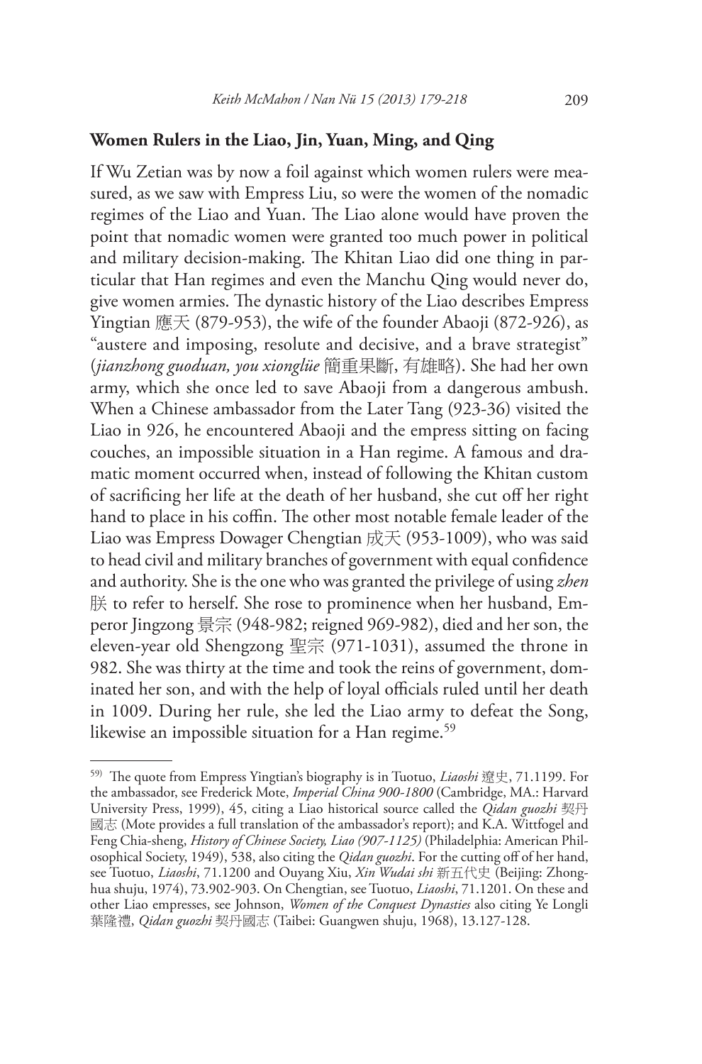## Women Rulers in the Liao, Jin, Yuan, Ming, and Qing

If Wu Zetian was by now a foil against which women rulers were measured, as we saw with Empress Liu, so were the women of the nomadic regimes of the Liao and Yuan. The Liao alone would have proven the point that nomadic women were granted too much power in political and military decision-making. The Khitan Liao did one thing in particular that Han regimes and even the Manchu Qing would never do, give women armies. The dynastic history of the Liao describes Empress Yingtian 應天 (879-953), the wife of the founder Abaoji (872-926), as "austere and imposing, resolute and decisive, and a brave strategist" (*jianzhong guoduan, you xionglüe* 簡重果斷, 有雄略). She had her own army, which she once led to save Abaoji from a dangerous ambush. When a Chinese ambassador from the Later Tang (923-36) visited the Liao in 926, he encountered Abaoji and the empress sitting on facing couches, an impossible situation in a Han regime. A famous and dramatic moment occurred when, instead of following the Khitan custom of sacrificing her life at the death of her husband, she cut off her right hand to place in his coffin. The other most notable female leader of the Liao was Empress Dowager Chengtian 成天 (953-1009), who was said to head civil and military branches of government with equal confidence and authority. She is the one who was granted the privilege of using *zhen* 朕 to refer to herself. She rose to prominence when her husband, Emperor Jingzong 景宗 (948-982; reigned 969-982), died and her son, the eleven-year old Shengzong 聖宗 (971-1031), assumed the throne in 982. She was thirty at the time and took the reins of government, dominated her son, and with the help of loyal officials ruled until her death in 1009. During her rule, she led the Liao army to defeat the Song, likewise an impossible situation for a Han regime.[59]

---

[59] The quote from Empress Yingtian's biography is in Tuotuo, *Liaoshi* 遼史, 71.1199. For the ambassador, see Frederick Mote, *Imperial China 900-1800* (Cambridge, MA.: Harvard University Press, 1999), 45, citing a Liao historical source called the *Qidan guozhi* 契丹國志 (Mote provides a full translation of the ambassador's report); and K.A. Wittfogel and Feng Chia-sheng, *History of Chinese Society, Liao (907-1125)* (Philadelphia: American Philosophical Society, 1949), 538, also citing the *Qidan guozhi*. For the cutting off of her hand, see Tuotuo, *Liaoshi*, 71.1200 and Ouyang Xiu, *Xin Wudai shi* 新五代史 (Beijing: Zhonghua shuju, 1974), 73.902-903. On Chengtian, see Tuotuo, *Liaoshi*, 71.1201. On these and other Liao empresses, see Johnson, *Women of the Conquest Dynasties* also citing Ye Longli 葉隆禮, *Qidan guozhi* 契丹國志 (Taibei: Guangwen shuju, 1968), 13.127-128.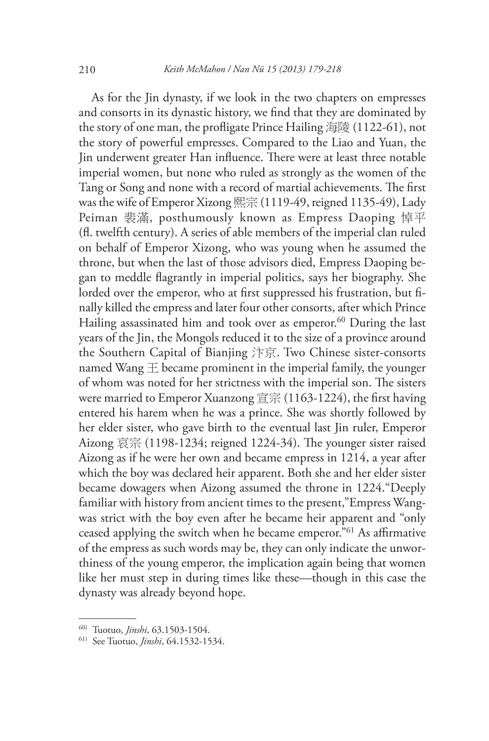As for the Jin dynasty, if we look in the two chapters on empresses and consorts in its dynastic history, we find that they are dominated by the story of one man, the profligate Prince Hailing 海陵 (1122-61), not the story of powerful empresses. Compared to the Liao and Yuan, the Jin underwent greater Han influence. There were at least three notable imperial women, but none who ruled as strongly as the women of the Tang or Song and none with a record of martial achievements. The first was the wife of Emperor Xizong 熙宗 (1119-49, reigned 1135-49), Lady Peiman 裴滿, posthumously known as Empress Daoping 悼平 (fl. twelfth century). A series of able members of the imperial clan ruled on behalf of Emperor Xizong, who was young when he assumed the throne, but when the last of those advisors died, Empress Daoping began to meddle flagrantly in imperial politics, says her biography. She lorded over the emperor, who at first suppressed his frustration, but finally killed the empress and later four other consorts, after which Prince Hailing assassinated him and took over as emperor.[60] During the last years of the Jin, the Mongols reduced it to the size of a province around the Southern Capital of Bianjing 汴京. Two Chinese sister-consorts named Wang 王 became prominent in the imperial family, the younger of whom was noted for her strictness with the imperial son. The sisters were married to Emperor Xuanzong 宣宗 (1163-1224), the first having entered his harem when he was a prince. She was shortly followed by her elder sister, who gave birth to the eventual last Jin ruler, Emperor Aizong 哀宗 (1198-1234; reigned 1224-34). The younger sister raised Aizong as if he were her own and became empress in 1214, a year after which the boy was declared heir apparent. Both she and her elder sister became dowagers when Aizong assumed the throne in 1224."Deeply familiar with history from ancient times to the present,"Empress Wangwas strict with the boy even after he became heir apparent and "only ceased applying the switch when he became emperor."[61] As affirmative of the empress as such words may be, they can only indicate the unworthiness of the young emperor, the implication again being that women like her must step in during times like these—though in this case the dynasty was already beyond hope.

---

60) Tuotuo, *Jinshi*, 63.1503-1504.

61) See Tuotuo, *Jinshi*, 64.1532-1534.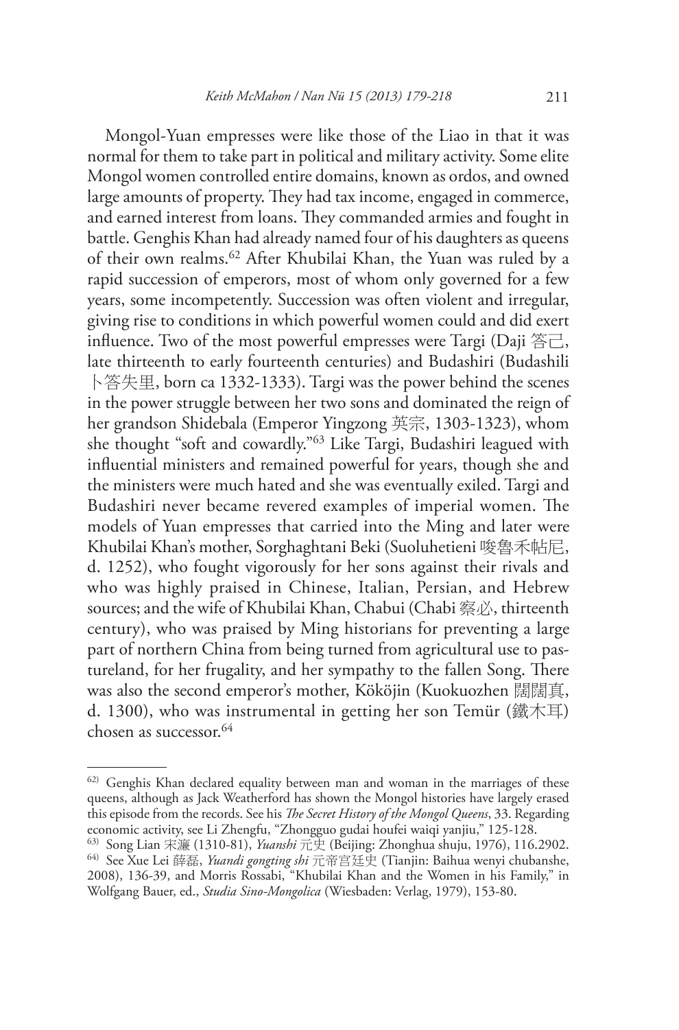Mongol-Yuan empresses were like those of the Liao in that it was normal for them to take part in political and military activity. Some elite Mongol women controlled entire domains, known as ordos, and owned large amounts of property. They had tax income, engaged in commerce, and earned interest from loans. They commanded armies and fought in battle. Genghis Khan had already named four of his daughters as queens of their own realms.[62] After Khubilai Khan, the Yuan was ruled by a rapid succession of emperors, most of whom only governed for a few years, some incompetently. Succession was often violent and irregular, giving rise to conditions in which powerful women could and did exert influence. Two of the most powerful empresses were Targi (Daji 答己, late thirteenth to early fourteenth centuries) and Budashiri (Budashili 卜答失里, born ca 1332-1333). Targi was the power behind the scenes in the power struggle between her two sons and dominated the reign of her grandson Shidebala (Emperor Yingzong 英宗, 1303-1323), whom she thought "soft and cowardly."[63] Like Targi, Budashiri leagued with influential ministers and remained powerful for years, though she and the ministers were much hated and she was eventually exiled. Targi and Budashiri never became revered examples of imperial women. The models of Yuan empresses that carried into the Ming and later were Khubilai Khan's mother, Sorghaghtani Beki (Suoluhetieni 唆魯禾帖尼, d. 1252), who fought vigorously for her sons against their rivals and who was highly praised in Chinese, Italian, Persian, and Hebrew sources; and the wife of Khubilai Khan, Chabui (Chabi 察必, thirteenth century), who was praised by Ming historians for preventing a large part of northern China from being turned from agricultural use to pastureland, for her frugality, and her sympathy to the fallen Song. There was also the second emperor's mother, Kököjin (Kuokuozhen 闊闊真, d. 1300), who was instrumental in getting her son Temür (鐵木耳) chosen as successor.[64]

---

[62] Genghis Khan declared equality between man and woman in the marriages of these queens, although as Jack Weatherford has shown the Mongol histories have largely erased this episode from the records. See his *The Secret History of the Mongol Queens*, 33. Regarding economic activity, see Li Zhengfu, "Zhongguo gudai houfei waiqi yanjiu," 125-128.

[63] Song Lian 宋濂 (1310-81), *Yuanshi* 元史 (Beijing: Zhonghua shuju, 1976), 116.2902.

[64] See Xue Lei 薛磊, *Yuandi gongting shi* 元帝宫廷史 (Tianjin: Baihua wenyi chubanshe, 2008), 136-39, and Morris Rossabi, "Khubilai Khan and the Women in his Family," in Wolfgang Bauer, ed., *Studia Sino-Mongolica* (Wiesbaden: Verlag, 1979), 153-80.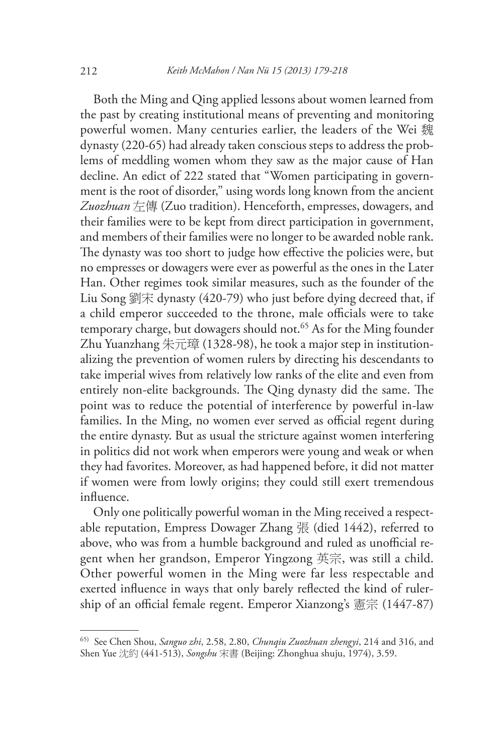Both the Ming and Qing applied lessons about women learned from the past by creating institutional means of preventing and monitoring powerful women. Many centuries earlier, the leaders of the Wei 魏 dynasty (220-65) had already taken conscious steps to address the problems of meddling women whom they saw as the major cause of Han decline. An edict of 222 stated that "Women participating in government is the root of disorder," using words long known from the ancient *Zuozhuan* 左傳 (Zuo tradition). Henceforth, empresses, dowagers, and their families were to be kept from direct participation in government, and members of their families were no longer to be awarded noble rank. The dynasty was too short to judge how effective the policies were, but no empresses or dowagers were ever as powerful as the ones in the Later Han. Other regimes took similar measures, such as the founder of the Liu Song 劉宋 dynasty (420-79) who just before dying decreed that, if a child emperor succeeded to the throne, male officials were to take temporary charge, but dowagers should not.[65] As for the Ming founder Zhu Yuanzhang 朱元璋 (1328-98), he took a major step in institutionalizing the prevention of women rulers by directing his descendants to take imperial wives from relatively low ranks of the elite and even from entirely non-elite backgrounds. The Qing dynasty did the same. The point was to reduce the potential of interference by powerful in-law families. In the Ming, no women ever served as official regent during the entire dynasty. But as usual the stricture against women interfering in politics did not work when emperors were young and weak or when they had favorites. Moreover, as had happened before, it did not matter if women were from lowly origins; they could still exert tremendous influence.

Only one politically powerful woman in the Ming received a respectable reputation, Empress Dowager Zhang 張 (died 1442), referred to above, who was from a humble background and ruled as unofficial regent when her grandson, Emperor Yingzong 英宗, was still a child. Other powerful women in the Ming were far less respectable and exerted influence in ways that only barely reflected the kind of rulership of an official female regent. Emperor Xianzong's 憲宗 (1447-87)

---

65) See Chen Shou, *Sanguo zhi*, 2.58, 2.80, *Chunqiu Zuozhuan zhengyi*, 214 and 316, and Shen Yue 沈約 (441-513), *Songshu* 宋書 (Beijing: Zhonghua shuju, 1974), 3.59.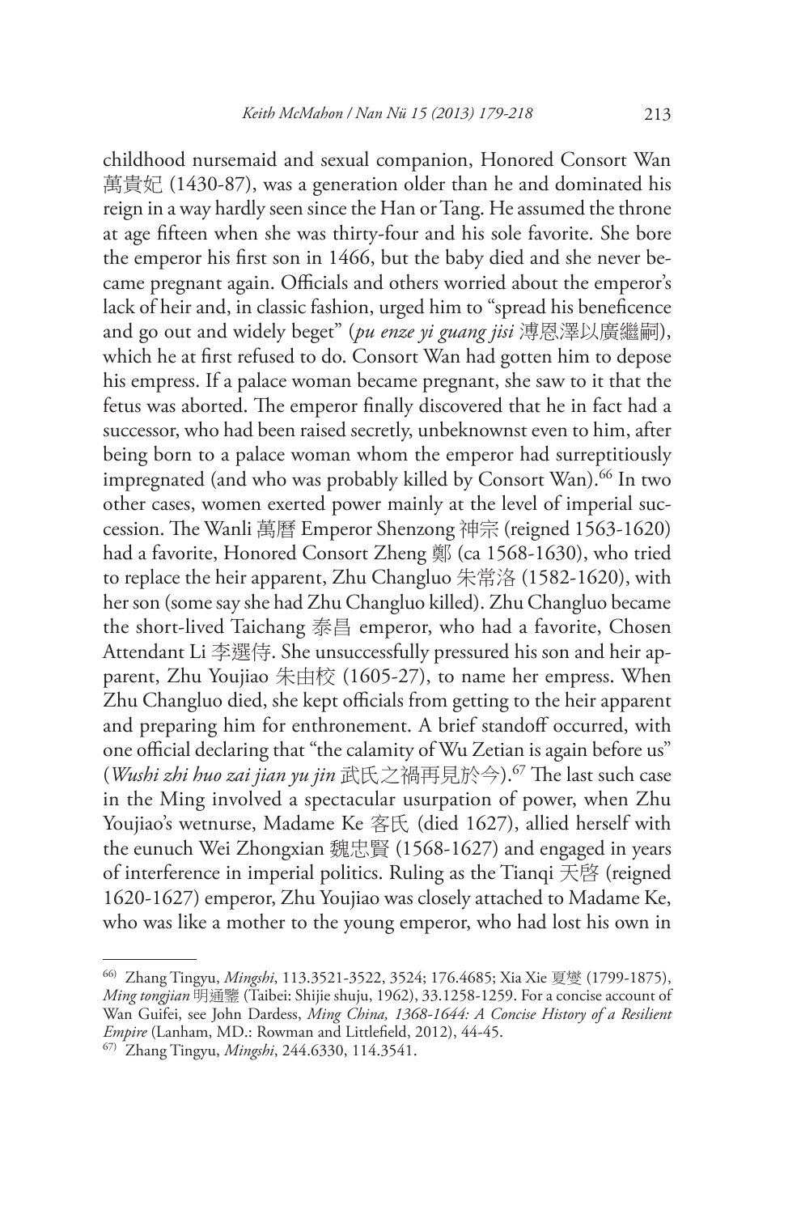childhood nursemaid and sexual companion, Honored Consort Wan 萬貴妃 (1430-87), was a generation older than he and dominated his reign in a way hardly seen since the Han or Tang. He assumed the throne at age fifteen when she was thirty-four and his sole favorite. She bore the emperor his first son in 1466, but the baby died and she never became pregnant again. Officials and others worried about the emperor's lack of heir and, in classic fashion, urged him to "spread his beneficence and go out and widely beget" (*pu enze yi guang jisi* 溥恩澤以廣繼嗣), which he at first refused to do. Consort Wan had gotten him to depose his empress. If a palace woman became pregnant, she saw to it that the fetus was aborted. The emperor finally discovered that he in fact had a successor, who had been raised secretly, unbeknownst even to him, after being born to a palace woman whom the emperor had surreptitiously impregnated (and who was probably killed by Consort Wan).[66] In two other cases, women exerted power mainly at the level of imperial succession. The Wanli 萬曆 Emperor Shenzong 神宗 (reigned 1563-1620) had a favorite, Honored Consort Zheng 鄭 (ca 1568-1630), who tried to replace the heir apparent, Zhu Changluo 朱常洛 (1582-1620), with her son (some say she had Zhu Changluo killed). Zhu Changluo became the short-lived Taichang 泰昌 emperor, who had a favorite, Chosen Attendant Li 李選侍. She unsuccessfully pressured his son and heir apparent, Zhu Youjiao 朱由校 (1605-27), to name her empress. When Zhu Changluo died, she kept officials from getting to the heir apparent and preparing him for enthronement. A brief standoff occurred, with one official declaring that "the calamity of Wu Zetian is again before us" (*Wushi zhi huo zai jian yu jin* 武氏之禍再見於今).[67] The last such case in the Ming involved a spectacular usurpation of power, when Zhu Youjiao's wetnurse, Madame Ke 客氏 (died 1627), allied herself with the eunuch Wei Zhongxian 魏忠賢 (1568-1627) and engaged in years of interference in imperial politics. Ruling as the Tianqi 天啓 (reigned 1620-1627) emperor, Zhu Youjiao was closely attached to Madame Ke, who was like a mother to the young emperor, who had lost his own in

---

66) Zhang Tingyu, *Mingshi*, 113.3521-3522, 3524; 176.4685; Xia Xie 夏燮 (1799-1875), *Ming tongjian* 明通鑒 (Taibei: Shijie shuju, 1962), 33.1258-1259. For a concise account of Wan Guifei, see John Dardess, *Ming China, 1368-1644: A Concise History of a Resilient Empire* (Lanham, MD.: Rowman and Littlefield, 2012), 44-45.

67) Zhang Tingyu, *Mingshi*, 244.6330, 114.3541.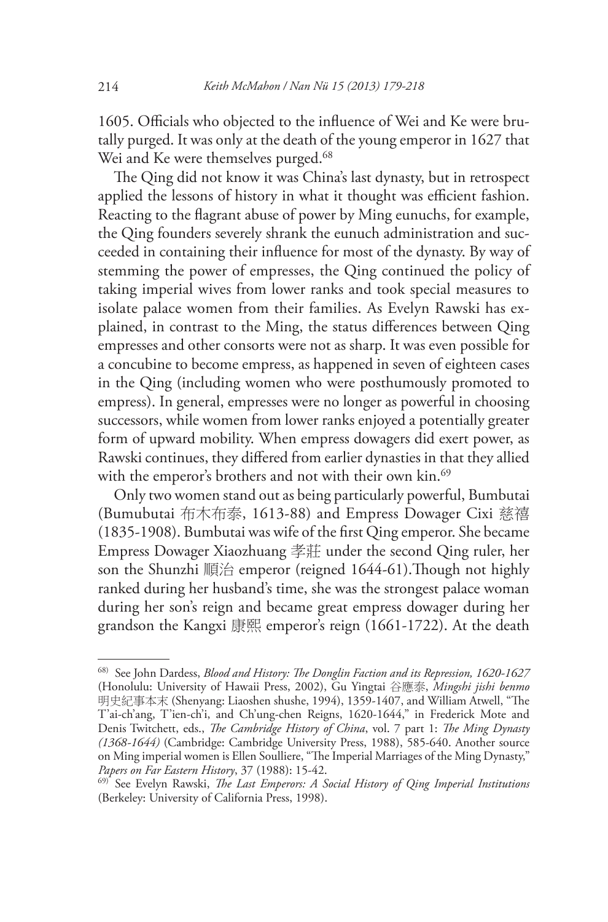1605. Officials who objected to the influence of Wei and Ke were brutally purged. It was only at the death of the young emperor in 1627 that Wei and Ke were themselves purged.[68]

The Qing did not know it was China's last dynasty, but in retrospect applied the lessons of history in what it thought was efficient fashion. Reacting to the flagrant abuse of power by Ming eunuchs, for example, the Qing founders severely shrank the eunuch administration and succeeded in containing their influence for most of the dynasty. By way of stemming the power of empresses, the Qing continued the policy of taking imperial wives from lower ranks and took special measures to isolate palace women from their families. As Evelyn Rawski has explained, in contrast to the Ming, the status differences between Qing empresses and other consorts were not as sharp. It was even possible for a concubine to become empress, as happened in seven of eighteen cases in the Qing (including women who were posthumously promoted to empress). In general, empresses were no longer as powerful in choosing successors, while women from lower ranks enjoyed a potentially greater form of upward mobility. When empress dowagers did exert power, as Rawski continues, they differed from earlier dynasties in that they allied with the emperor's brothers and not with their own kin.[69]

Only two women stand out as being particularly powerful, Bumbutai (Bumubutai 布木布泰, 1613-88) and Empress Dowager Cixi 慈禧 (1835-1908). Bumbutai was wife of the first Qing emperor. She became Empress Dowager Xiaozhuang 孝莊 under the second Qing ruler, her son the Shunzhi 順治 emperor (reigned 1644-61).Though not highly ranked during her husband's time, she was the strongest palace woman during her son's reign and became great empress dowager during her grandson the Kangxi 康熙 emperor's reign (1661-1722). At the death

---

[68] See John Dardess, *Blood and History: The Donglin Faction and its Repression, 1620-1627* (Honolulu: University of Hawaii Press, 2002), Gu Yingtai 谷應泰, *Mingshi jishi benmo* 明史紀事本末 (Shenyang: Liaoshen shushe, 1994), 1359-1407, and William Atwell, "The T'ai-ch'ang, T'ien-ch'i, and Ch'ung-chen Reigns, 1620-1644," in Frederick Mote and Denis Twitchett, eds., *The Cambridge History of China*, vol. 7 part 1: *The Ming Dynasty (1368-1644)* (Cambridge: Cambridge University Press, 1988), 585-640. Another source on Ming imperial women is Ellen Soulliere, "The Imperial Marriages of the Ming Dynasty," *Papers on Far Eastern History*, 37 (1988): 15-42.

[69] See Evelyn Rawski, *The Last Emperors: A Social History of Qing Imperial Institutions* (Berkeley: University of California Press, 1998).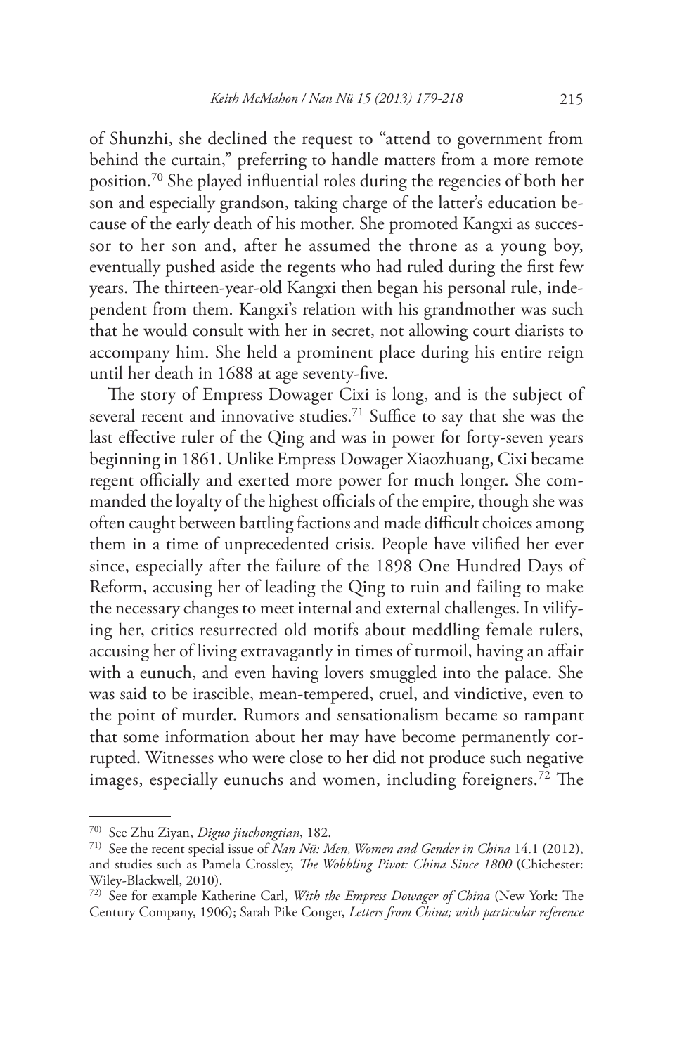of Shunzhi, she declined the request to "attend to government from behind the curtain," preferring to handle matters from a more remote position.[70] She played influential roles during the regencies of both her son and especially grandson, taking charge of the latter's education because of the early death of his mother. She promoted Kangxi as successor to her son and, after he assumed the throne as a young boy, eventually pushed aside the regents who had ruled during the first few years. The thirteen-year-old Kangxi then began his personal rule, independent from them. Kangxi's relation with his grandmother was such that he would consult with her in secret, not allowing court diarists to accompany him. She held a prominent place during his entire reign until her death in 1688 at age seventy-five.

The story of Empress Dowager Cixi is long, and is the subject of several recent and innovative studies.[71] Suffice to say that she was the last effective ruler of the Qing and was in power for forty-seven years beginning in 1861. Unlike Empress Dowager Xiaozhuang, Cixi became regent officially and exerted more power for much longer. She commanded the loyalty of the highest officials of the empire, though she was often caught between battling factions and made difficult choices among them in a time of unprecedented crisis. People have vilified her ever since, especially after the failure of the 1898 One Hundred Days of Reform, accusing her of leading the Qing to ruin and failing to make the necessary changes to meet internal and external challenges. In vilifying her, critics resurrected old motifs about meddling female rulers, accusing her of living extravagantly in times of turmoil, having an affair with a eunuch, and even having lovers smuggled into the palace. She was said to be irascible, mean-tempered, cruel, and vindictive, even to the point of murder. Rumors and sensationalism became so rampant that some information about her may have become permanently corrupted. Witnesses who were close to her did not produce such negative images, especially eunuchs and women, including foreigners.[72] The

---

70) See Zhu Ziyan, *Diguo jiuchongtian*, 182.

71) See the recent special issue of *Nan Nü: Men, Women and Gender in China* 14.1 (2012), and studies such as Pamela Crossley, *The Wobbling Pivot: China Since 1800* (Chichester: Wiley-Blackwell, 2010).

72) See for example Katherine Carl, *With the Empress Dowager of China* (New York: The Century Company, 1906); Sarah Pike Conger, *Letters from China; with particular reference*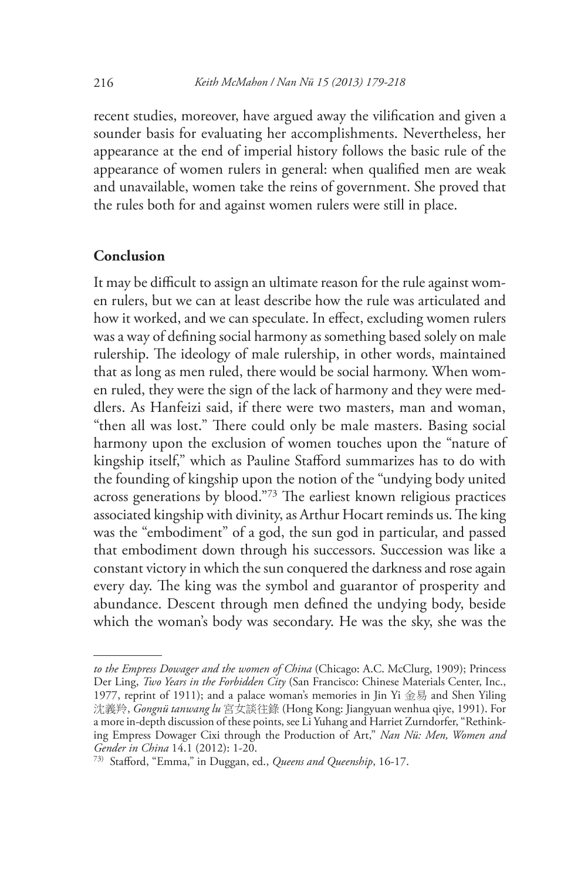recent studies, moreover, have argued away the vilification and given a sounder basis for evaluating her accomplishments. Nevertheless, her appearance at the end of imperial history follows the basic rule of the appearance of women rulers in general: when qualified men are weak and unavailable, women take the reins of government. She proved that the rules both for and against women rulers were still in place.

## Conclusion

It may be difficult to assign an ultimate reason for the rule against women rulers, but we can at least describe how the rule was articulated and how it worked, and we can speculate. In effect, excluding women rulers was a way of defining social harmony as something based solely on male rulership. The ideology of male rulership, in other words, maintained that as long as men ruled, there would be social harmony. When women ruled, they were the sign of the lack of harmony and they were meddlers. As Hanfeizi said, if there were two masters, man and woman, "then all was lost." There could only be male masters. Basing social harmony upon the exclusion of women touches upon the "nature of kingship itself," which as Pauline Stafford summarizes has to do with the founding of kingship upon the notion of the "undying body united across generations by blood."[73] The earliest known religious practices associated kingship with divinity, as Arthur Hocart reminds us. The king was the "embodiment" of a god, the sun god in particular, and passed that embodiment down through his successors. Succession was like a constant victory in which the sun conquered the darkness and rose again every day. The king was the symbol and guarantor of prosperity and abundance. Descent through men defined the undying body, beside which the woman's body was secondary. He was the sky, she was the

---

*to the Empress Dowager and the women of China* (Chicago: A.C. McClurg, 1909); Princess Der Ling, *Two Years in the Forbidden City* (San Francisco: Chinese Materials Center, Inc., 1977, reprint of 1911); and a palace woman's memories in Jin Yi 金易 and Shen Yiling 沈義羚, *Gongnü tanwang lu* 宮女談往錄 (Hong Kong: Jiangyuan wenhua qiye, 1991). For a more in-depth discussion of these points, see Li Yuhang and Harriet Zurndorfer, "Rethinking Empress Dowager Cixi through the Production of Art," *Nan Nü: Men, Women and Gender in China* 14.1 (2012): 1-20.

73) Stafford, "Emma," in Duggan, ed., *Queens and Queenship*, 16-17.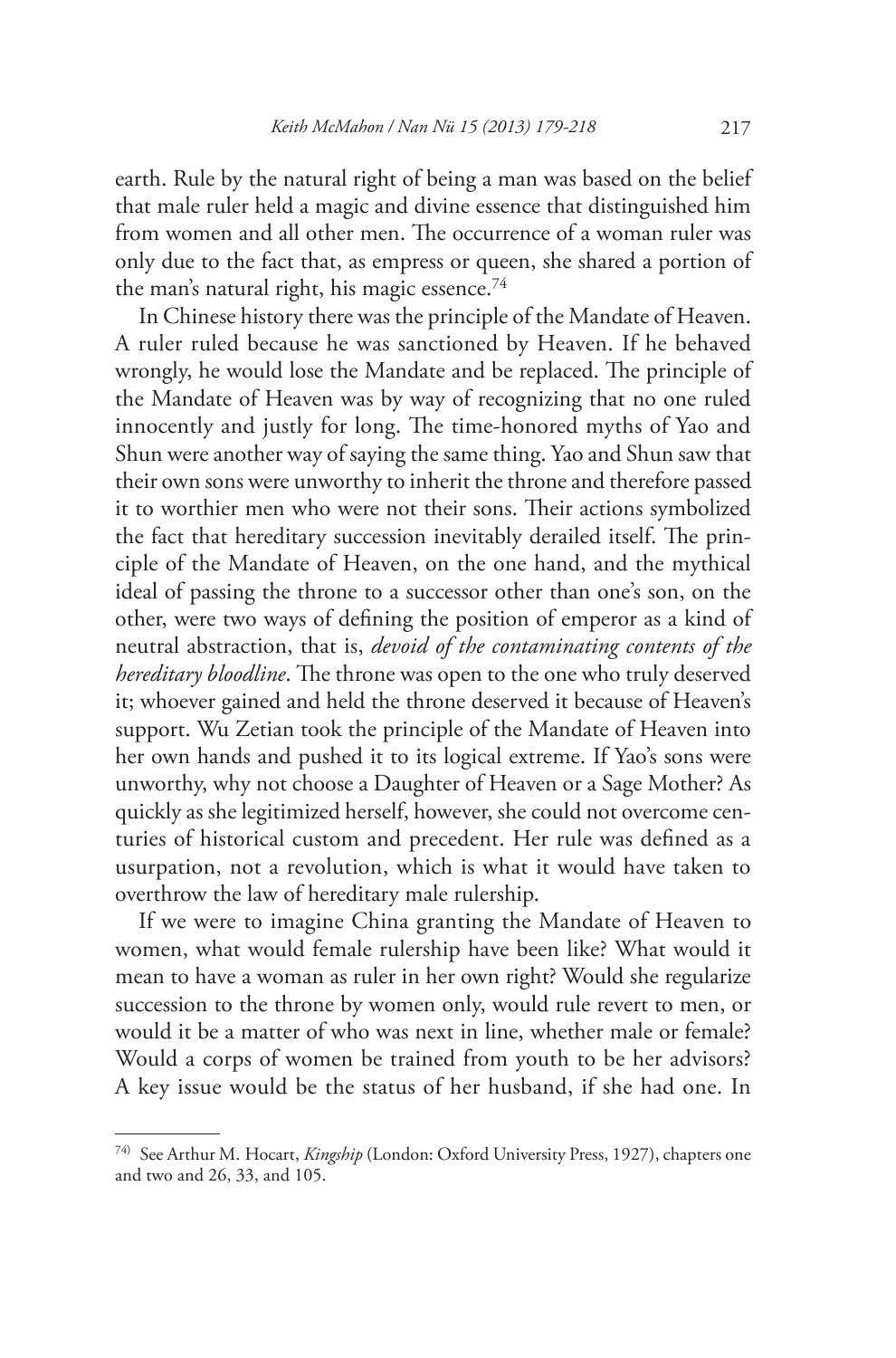earth. Rule by the natural right of being a man was based on the belief that male ruler held a magic and divine essence that distinguished him from women and all other men. The occurrence of a woman ruler was only due to the fact that, as empress or queen, she shared a portion of the man's natural right, his magic essence.[74]

In Chinese history there was the principle of the Mandate of Heaven. A ruler ruled because he was sanctioned by Heaven. If he behaved wrongly, he would lose the Mandate and be replaced. The principle of the Mandate of Heaven was by way of recognizing that no one ruled innocently and justly for long. The time-honored myths of Yao and Shun were another way of saying the same thing. Yao and Shun saw that their own sons were unworthy to inherit the throne and therefore passed it to worthier men who were not their sons. Their actions symbolized the fact that hereditary succession inevitably derailed itself. The principle of the Mandate of Heaven, on the one hand, and the mythical ideal of passing the throne to a successor other than one's son, on the other, were two ways of defining the position of emperor as a kind of neutral abstraction, that is, *devoid of the contaminating contents of the hereditary bloodline*. The throne was open to the one who truly deserved it; whoever gained and held the throne deserved it because of Heaven's support. Wu Zetian took the principle of the Mandate of Heaven into her own hands and pushed it to its logical extreme. If Yao's sons were unworthy, why not choose a Daughter of Heaven or a Sage Mother? As quickly as she legitimized herself, however, she could not overcome centuries of historical custom and precedent. Her rule was defined as a usurpation, not a revolution, which is what it would have taken to overthrow the law of hereditary male rulership.

If we were to imagine China granting the Mandate of Heaven to women, what would female rulership have been like? What would it mean to have a woman as ruler in her own right? Would she regularize succession to the throne by women only, would rule revert to men, or would it be a matter of who was next in line, whether male or female? Would a corps of women be trained from youth to be her advisors? A key issue would be the status of her husband, if she had one. In

---

[74] See Arthur M. Hocart, *Kingship* (London: Oxford University Press, 1927), chapters one and two and 26, 33, and 105.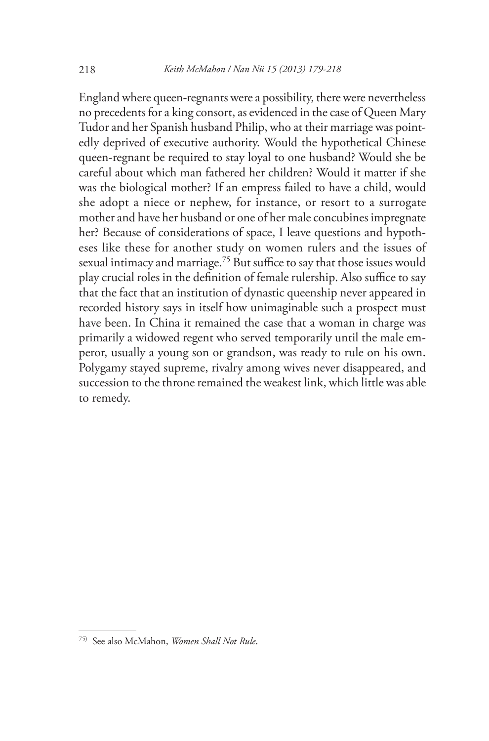England where queen-regnants were a possibility, there were nevertheless no precedents for a king consort, as evidenced in the case of Queen Mary Tudor and her Spanish husband Philip, who at their marriage was pointedly deprived of executive authority. Would the hypothetical Chinese queen-regnant be required to stay loyal to one husband? Would she be careful about which man fathered her children? Would it matter if she was the biological mother? If an empress failed to have a child, would she adopt a niece or nephew, for instance, or resort to a surrogate mother and have her husband or one of her male concubines impregnate her? Because of considerations of space, I leave questions and hypotheses like these for another study on women rulers and the issues of sexual intimacy and marriage.[75] But suffice to say that those issues would play crucial roles in the definition of female rulership. Also suffice to say that the fact that an institution of dynastic queenship never appeared in recorded history says in itself how unimaginable such a prospect must have been. In China it remained the case that a woman in charge was primarily a widowed regent who served temporarily until the male emperor, usually a young son or grandson, was ready to rule on his own. Polygamy stayed supreme, rivalry among wives never disappeared, and succession to the throne remained the weakest link, which little was able to remedy.

---

[75] See also McMahon, *Women Shall Not Rule*.